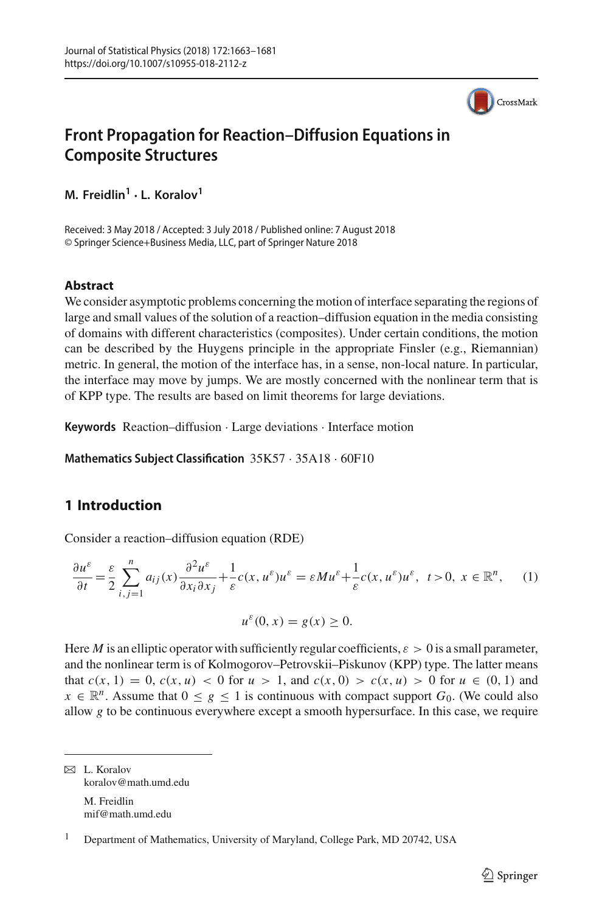# Front Propagation for Reaction–Diffusion Equations in Composite Structures

**M. Freidlin[1] · L. Koralov[1]**

Received: 3 May 2018 / Accepted: 3 July 2018 / Published online: 7 August 2018
© Springer Science+Business Media, LLC, part of Springer Nature 2018

### Abstract

We consider asymptotic problems concerning the motion of interface separating the regions of large and small values of the solution of a reaction–diffusion equation in the media consisting of domains with different characteristics (composites). Under certain conditions, the motion can be described by the Huygens principle in the appropriate Finsler (e.g., Riemannian) metric. In general, the motion of the interface has, in a sense, non-local nature. In particular, the interface may move by jumps. We are mostly concerned with the nonlinear term that is of KPP type. The results are based on limit theorems for large deviations.

**Keywords** Reaction–diffusion · Large deviations · Interface motion

**Mathematics Subject Classification** 35K57 · 35A18 · 60F10

## 1 Introduction

Consider a reaction–diffusion equation (RDE)

$$\frac{\partial u^\varepsilon}{\partial t} = \frac{\varepsilon}{2}\sum_{i,j=1}^{n} a_{ij}(x)\frac{\partial^2 u^\varepsilon}{\partial x_i \partial x_j} + \frac{1}{\varepsilon}c(x, u^\varepsilon)u^\varepsilon = \varepsilon M u^\varepsilon + \frac{1}{\varepsilon}c(x, u^\varepsilon)u^\varepsilon, \quad t > 0, \ x \in \mathbb{R}^n, \qquad (1)$$

$$u^\varepsilon(0, x) = g(x) \geq 0.$$

Here $M$ is an elliptic operator with sufficiently regular coefficients, $\varepsilon > 0$ is a small parameter, and the nonlinear term is of Kolmogorov–Petrovskii–Piskunov (KPP) type. The latter means that $c(x, 1) = 0$, $c(x, u) < 0$ for $u > 1$, and $c(x, 0) > c(x, u) > 0$ for $u \in (0, 1)$ and $x \in \mathbb{R}^n$. Assume that $0 \leq g \leq 1$ is continuous with compact support $G_0$. (We could also allow $g$ to be continuous everywhere except a smooth hypersurface. In this case, we require

---

✉ L. Koralov
koralov@math.umd.edu

M. Freidlin
mif@math.umd.edu

[1] Department of Mathematics, University of Maryland, College Park, MD 20742, USA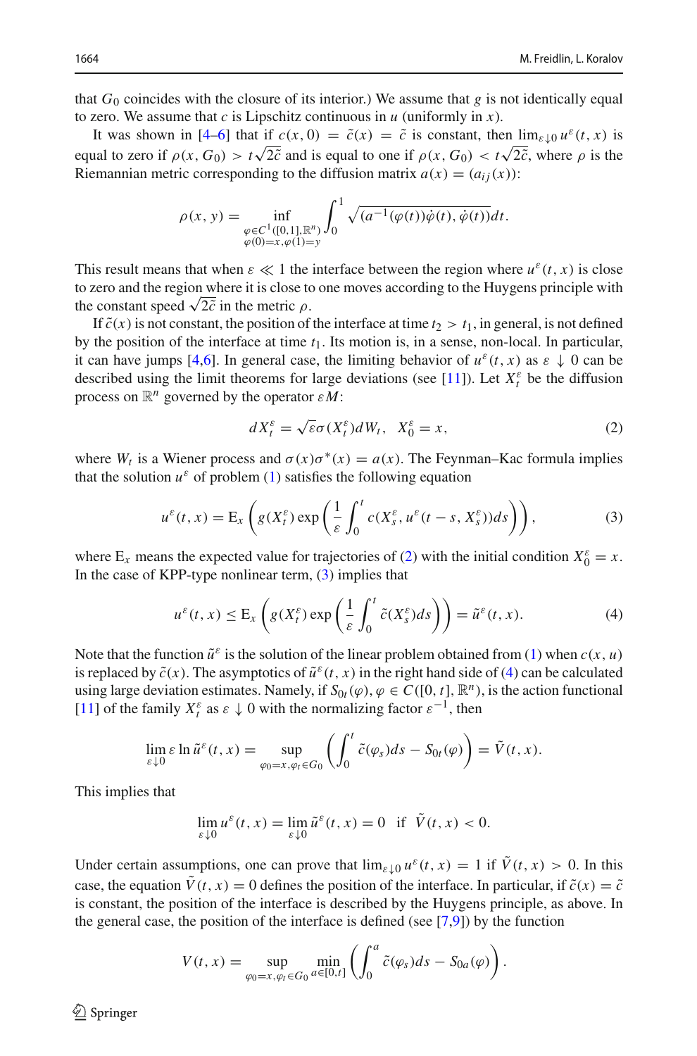that $G_0$ coincides with the closure of its interior.) We assume that $g$ is not identically equal to zero. We assume that $c$ is Lipschitz continuous in $u$ (uniformly in $x$).

It was shown in [4–6] that if $c(x,0) = \tilde{c}(x) = \tilde{c}$ is constant, then $\lim_{\varepsilon \downarrow 0} u^\varepsilon(t,x)$ is equal to zero if $\rho(x, G_0) > t\sqrt{2\tilde{c}}$ and is equal to one if $\rho(x, G_0) < t\sqrt{2\tilde{c}}$, where $\rho$ is the Riemannian metric corresponding to the diffusion matrix $a(x) = (a_{ij}(x))$:

$$\rho(x,y) = \inf_{\substack{\varphi \in C^1([0,1],\mathbb{R}^n) \\ \varphi(0)=x, \varphi(1)=y}} \int_0^1 \sqrt{(a^{-1}(\varphi(t))\dot{\varphi}(t), \dot{\varphi}(t))}dt.$$

This result means that when $\varepsilon \ll 1$ the interface between the region where $u^\varepsilon(t,x)$ is close to zero and the region where it is close to one moves according to the Huygens principle with the constant speed $\sqrt{2\tilde{c}}$ in the metric $\rho$.

If $\tilde{c}(x)$ is not constant, the position of the interface at time $t_2 > t_1$, in general, is not defined by the position of the interface at time $t_1$. Its motion is, in a sense, non-local. In particular, it can have jumps [4,6]. In general case, the limiting behavior of $u^\varepsilon(t,x)$ as $\varepsilon \downarrow 0$ can be described using the limit theorems for large deviations (see [11]). Let $X_t^\varepsilon$ be the diffusion process on $\mathbb{R}^n$ governed by the operator $\varepsilon M$:

$$dX_t^\varepsilon = \sqrt{\varepsilon}\sigma(X_t^\varepsilon)dW_t, \quad X_0^\varepsilon = x, \tag{2}$$

where $W_t$ is a Wiener process and $\sigma(x)\sigma^*(x) = a(x)$. The Feynman–Kac formula implies that the solution $u^\varepsilon$ of problem (1) satisfies the following equation

$$u^\varepsilon(t,x) = \mathrm{E}_x\left(g(X_t^\varepsilon)\exp\left(\frac{1}{\varepsilon}\int_0^t c(X_s^\varepsilon, u^\varepsilon(t-s, X_s^\varepsilon))ds\right)\right), \tag{3}$$

where $\mathrm{E}_x$ means the expected value for trajectories of (2) with the initial condition $X_0^\varepsilon = x$. In the case of KPP-type nonlinear term, (3) implies that

$$u^\varepsilon(t,x) \le \mathrm{E}_x\left(g(X_t^\varepsilon)\exp\left(\frac{1}{\varepsilon}\int_0^t \tilde{c}(X_s^\varepsilon)ds\right)\right) = \tilde{u}^\varepsilon(t,x). \tag{4}$$

Note that the function $\tilde{u}^\varepsilon$ is the solution of the linear problem obtained from (1) when $c(x,u)$ is replaced by $\tilde{c}(x)$. The asymptotics of $\tilde{u}^\varepsilon(t,x)$ in the right hand side of (4) can be calculated using large deviation estimates. Namely, if $S_{0t}(\varphi)$, $\varphi \in C([0,t],\mathbb{R}^n)$, is the action functional [11] of the family $X_t^\varepsilon$ as $\varepsilon \downarrow 0$ with the normalizing factor $\varepsilon^{-1}$, then

$$\lim_{\varepsilon \downarrow 0} \varepsilon \ln \tilde{u}^\varepsilon(t,x) = \sup_{\varphi_0 = x, \varphi_t \in G_0}\left(\int_0^t \tilde{c}(\varphi_s)ds - S_{0t}(\varphi)\right) = \tilde{V}(t,x).$$

This implies that

$$\lim_{\varepsilon \downarrow 0} u^\varepsilon(t,x) = \lim_{\varepsilon \downarrow 0} \tilde{u}^\varepsilon(t,x) = 0 \quad \text{if} \quad \tilde{V}(t,x) < 0.$$

Under certain assumptions, one can prove that $\lim_{\varepsilon \downarrow 0} u^\varepsilon(t,x) = 1$ if $\tilde{V}(t,x) > 0$. In this case, the equation $\tilde{V}(t,x) = 0$ defines the position of the interface. In particular, if $\tilde{c}(x) = \tilde{c}$ is constant, the position of the interface is described by the Huygens principle, as above. In the general case, the position of the interface is defined (see [7,9]) by the function

$$V(t,x) = \sup_{\varphi_0 = x, \varphi_t \in G_0} \min_{a \in [0,t]}\left(\int_0^a \tilde{c}(\varphi_s)ds - S_{0a}(\varphi)\right).$$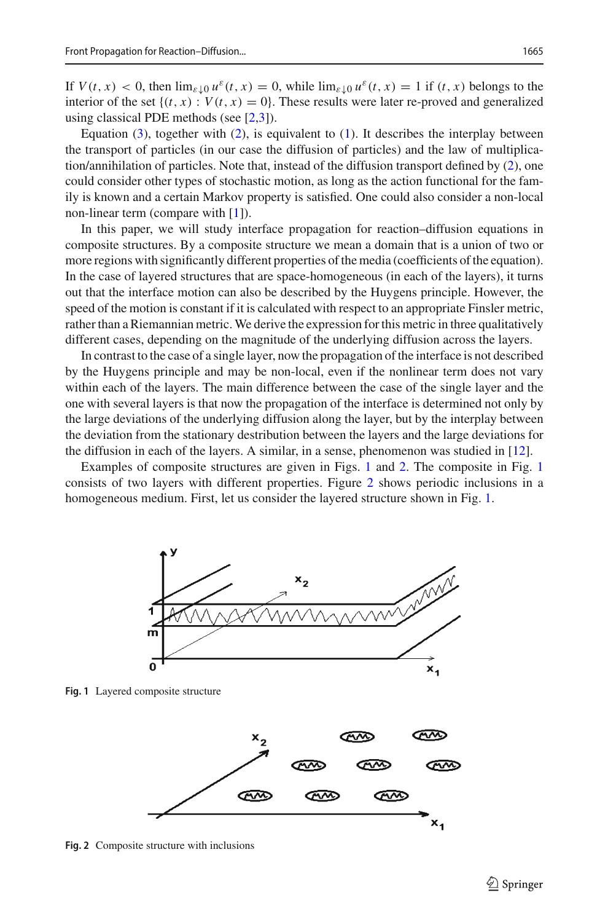If $V(t, x) < 0$, then $\lim_{\varepsilon \downarrow 0} u^\varepsilon(t, x) = 0$, while $\lim_{\varepsilon \downarrow 0} u^\varepsilon(t, x) = 1$ if $(t, x)$ belongs to the interior of the set $\{(t, x) : V(t, x) = 0\}$. These results were later re-proved and generalized using classical PDE methods (see [2,3]).

Equation (3), together with (2), is equivalent to (1). It describes the interplay between the transport of particles (in our case the diffusion of particles) and the law of multiplication/annihilation of particles. Note that, instead of the diffusion transport defined by (2), one could consider other types of stochastic motion, as long as the action functional for the family is known and a certain Markov property is satisfied. One could also consider a non-local non-linear term (compare with [1]).

In this paper, we will study interface propagation for reaction–diffusion equations in composite structures. By a composite structure we mean a domain that is a union of two or more regions with significantly different properties of the media (coefficients of the equation). In the case of layered structures that are space-homogeneous (in each of the layers), it turns out that the interface motion can also be described by the Huygens principle. However, the speed of the motion is constant if it is calculated with respect to an appropriate Finsler metric, rather than a Riemannian metric. We derive the expression for this metric in three qualitatively different cases, depending on the magnitude of the underlying diffusion across the layers.

In contrast to the case of a single layer, now the propagation of the interface is not described by the Huygens principle and may be non-local, even if the nonlinear term does not vary within each of the layers. The main difference between the case of the single layer and the one with several layers is that now the propagation of the interface is determined not only by the large deviations of the underlying diffusion along the layer, but by the interplay between the deviation from the stationary destribution between the layers and the large deviations for the diffusion in each of the layers. A similar, in a sense, phenomenon was studied in [12].

Examples of composite structures are given in Figs. 1 and 2. The composite in Fig. 1 consists of two layers with different properties. Figure 2 shows periodic inclusions in a homogeneous medium. First, let us consider the layered structure shown in Fig. 1.

**Fig. 1** Layered composite structure

**Fig. 2** Composite structure with inclusions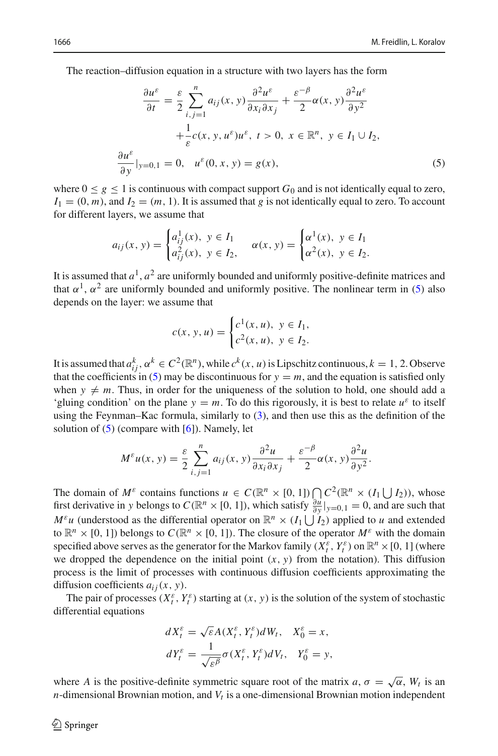The reaction–diffusion equation in a structure with two layers has the form

$$
\begin{aligned}
\frac{\partial u^\varepsilon}{\partial t} &= \frac{\varepsilon}{2}\sum_{i,j=1}^{n} a_{ij}(x,y)\frac{\partial^2 u^\varepsilon}{\partial x_i \partial x_j} + \frac{\varepsilon^{-\beta}}{2}\alpha(x,y)\frac{\partial^2 u^\varepsilon}{\partial y^2} \\
&\quad + \frac{1}{\varepsilon}c(x,y,u^\varepsilon)u^\varepsilon,\ t>0,\ x\in\mathbb{R}^n,\ y\in I_1\cup I_2, \\
\frac{\partial u^\varepsilon}{\partial y}|_{y=0,1} &= 0, \quad u^\varepsilon(0,x,y) = g(x),
\end{aligned}
\tag{5}
$$

where $0 \le g \le 1$ is continuous with compact support $G_0$ and is not identically equal to zero, $I_1 = (0,m)$, and $I_2 = (m,1)$. It is assumed that $g$ is not identically equal to zero. To account for different layers, we assume that

$$
a_{ij}(x,y) = \begin{cases} a^1_{ij}(x),\ y\in I_1 \\ a^2_{ij}(x),\ y\in I_2, \end{cases} \quad \alpha(x,y) = \begin{cases} \alpha^1(x),\ y\in I_1 \\ \alpha^2(x),\ y\in I_2. \end{cases}
$$

It is assumed that $a^1, a^2$ are uniformly bounded and uniformly positive-definite matrices and that $\alpha^1$, $\alpha^2$ are uniformly bounded and uniformly positive. The nonlinear term in (5) also depends on the layer: we assume that

$$
c(x,y,u) = \begin{cases} c^1(x,u),\ y\in I_1, \\ c^2(x,u),\ y\in I_2. \end{cases}
$$

It is assumed that $a^k_{ij}, \alpha^k \in C^2(\mathbb{R}^n)$, while $c^k(x,u)$ is Lipschitz continuous, $k=1,2$. Observe that the coefficients in (5) may be discontinuous for $y=m$, and the equation is satisfied only when $y \ne m$. Thus, in order for the uniqueness of the solution to hold, one should add a 'gluing condition' on the plane $y=m$. To do this rigorously, it is best to relate $u^\varepsilon$ to itself using the Feynman–Kac formula, similarly to (3), and then use this as the definition of the solution of (5) (compare with [6]). Namely, let

$$
M^\varepsilon u(x,y) = \frac{\varepsilon}{2}\sum_{i,j=1}^{n} a_{ij}(x,y)\frac{\partial^2 u}{\partial x_i \partial x_j} + \frac{\varepsilon^{-\beta}}{2}\alpha(x,y)\frac{\partial^2 u}{\partial y^2}.
$$

The domain of $M^\varepsilon$ contains functions $u \in C(\mathbb{R}^n\times[0,1]) \bigcap C^2(\mathbb{R}^n\times(I_1\bigcup I_2))$, whose first derivative in $y$ belongs to $C(\mathbb{R}^n\times[0,1])$, which satisfy $\frac{\partial u}{\partial y}|_{y=0,1}=0$, and are such that $M^\varepsilon u$ (understood as the differential operator on $\mathbb{R}^n\times(I_1\bigcup I_2)$ applied to $u$ and extended to $\mathbb{R}^n\times[0,1]$) belongs to $C(\mathbb{R}^n\times[0,1])$. The closure of the operator $M^\varepsilon$ with the domain specified above serves as the generator for the Markov family $(X^\varepsilon_t, Y^\varepsilon_t)$ on $\mathbb{R}^n\times[0,1]$ (where we dropped the dependence on the initial point $(x,y)$ from the notation). This diffusion process is the limit of processes with continuous diffusion coefficients approximating the diffusion coefficients $a_{ij}(x,y)$.

The pair of processes $(X^\varepsilon_t, Y^\varepsilon_t)$ starting at $(x,y)$ is the solution of the system of stochastic differential equations

$$
\begin{aligned}
dX^\varepsilon_t &= \sqrt{\varepsilon}A(X^\varepsilon_t, Y^\varepsilon_t)dW_t, \quad X^\varepsilon_0 = x, \\
dY^\varepsilon_t &= \frac{1}{\sqrt{\varepsilon^\beta}}\sigma(X^\varepsilon_t, Y^\varepsilon_t)dV_t, \quad Y^\varepsilon_0 = y,
\end{aligned}
$$

where $A$ is the positive-definite symmetric square root of the matrix $a$, $\sigma = \sqrt{\alpha}$, $W_t$ is an $n$-dimensional Brownian motion, and $V_t$ is a one-dimensional Brownian motion independent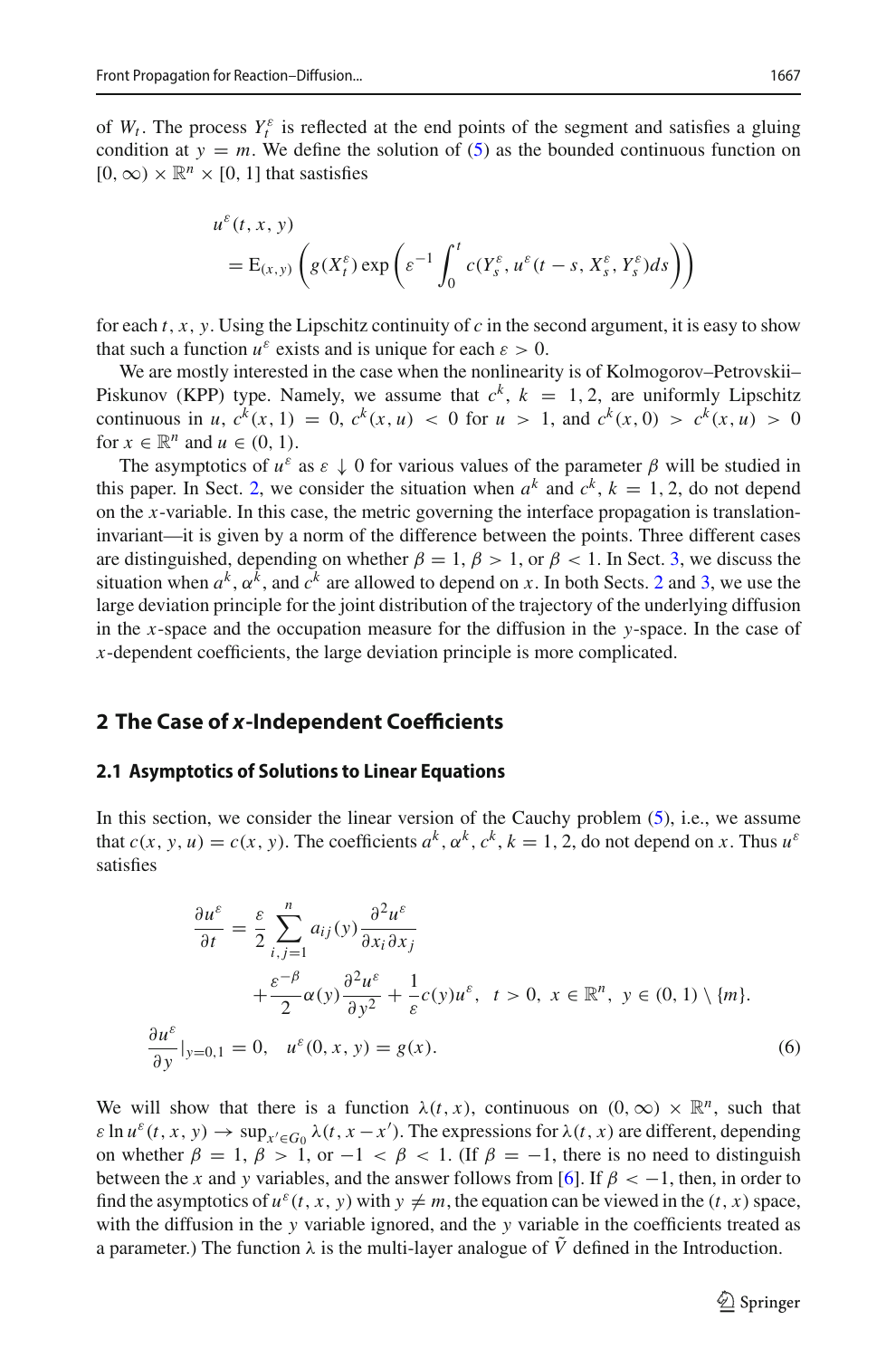of $W_t$. The process $Y_t^\varepsilon$ is reflected at the end points of the segment and satisfies a gluing condition at $y = m$. We define the solution of (5) as the bounded continuous function on $[0, \infty) \times \mathbb{R}^n \times [0, 1]$ that sastisfies

$$
\begin{aligned}
& u^\varepsilon(t, x, y) \\
& \quad = \mathrm{E}_{(x,y)} \left( g(X_t^\varepsilon) \exp \left( \varepsilon^{-1} \int_0^t c(Y_s^\varepsilon, u^\varepsilon(t-s, X_s^\varepsilon, Y_s^\varepsilon) ds \right) \right)
\end{aligned}
$$

for each $t, x, y$. Using the Lipschitz continuity of $c$ in the second argument, it is easy to show that such a function $u^\varepsilon$ exists and is unique for each $\varepsilon > 0$.

We are mostly interested in the case when the nonlinearity is of Kolmogorov–Petrovskii–Piskunov (KPP) type. Namely, we assume that $c^k$, $k = 1, 2$, are uniformly Lipschitz continuous in $u$, $c^k(x, 1) = 0$, $c^k(x, u) < 0$ for $u > 1$, and $c^k(x, 0) > c^k(x, u) > 0$ for $x \in \mathbb{R}^n$ and $u \in (0, 1)$.

The asymptotics of $u^\varepsilon$ as $\varepsilon \downarrow 0$ for various values of the parameter $\beta$ will be studied in this paper. In Sect. 2, we consider the situation when $a^k$ and $c^k$, $k = 1, 2$, do not depend on the $x$-variable. In this case, the metric governing the interface propagation is translation-invariant—it is given by a norm of the difference between the points. Three different cases are distinguished, depending on whether $\beta = 1$, $\beta > 1$, or $\beta < 1$. In Sect. 3, we discuss the situation when $a^k$, $\alpha^k$, and $c^k$ are allowed to depend on $x$. In both Sects. 2 and 3, we use the large deviation principle for the joint distribution of the trajectory of the underlying diffusion in the $x$-space and the occupation measure for the diffusion in the $y$-space. In the case of $x$-dependent coefficients, the large deviation principle is more complicated.

## 2 The Case of *x*-Independent Coefficients

### 2.1 Asymptotics of Solutions to Linear Equations

In this section, we consider the linear version of the Cauchy problem (5), i.e., we assume that $c(x, y, u) = c(x, y)$. The coefficients $a^k, \alpha^k, c^k$, $k = 1, 2$, do not depend on $x$. Thus $u^\varepsilon$ satisfies

$$
\begin{aligned}
\frac{\partial u^\varepsilon}{\partial t} &= \frac{\varepsilon}{2} \sum_{i,j=1}^n a_{ij}(y) \frac{\partial^2 u^\varepsilon}{\partial x_i \partial x_j} \\
&\quad + \frac{\varepsilon^{-\beta}}{2} \alpha(y) \frac{\partial^2 u^\varepsilon}{\partial y^2} + \frac{1}{\varepsilon} c(y) u^\varepsilon, \quad t > 0, \ x \in \mathbb{R}^n, \ y \in (0, 1) \setminus \{m\}. \\
\frac{\partial u^\varepsilon}{\partial y}|_{y=0,1} &= 0, \quad u^\varepsilon(0, x, y) = g(x). \qquad (6)
\end{aligned}
$$

We will show that there is a function $\lambda(t, x)$, continuous on $(0, \infty) \times \mathbb{R}^n$, such that $\varepsilon \ln u^\varepsilon(t, x, y) \to \sup_{x' \in G_0} \lambda(t, x - x')$. The expressions for $\lambda(t, x)$ are different, depending on whether $\beta = 1$, $\beta > 1$, or $-1 < \beta < 1$. (If $\beta = -1$, there is no need to distinguish between the $x$ and $y$ variables, and the answer follows from [6]. If $\beta < -1$, then, in order to find the asymptotics of $u^\varepsilon(t, x, y)$ with $y \neq m$, the equation can be viewed in the $(t, x)$ space, with the diffusion in the $y$ variable ignored, and the $y$ variable in the coefficients treated as a parameter.) The function $\lambda$ is the multi-layer analogue of $\tilde{V}$ defined in the Introduction.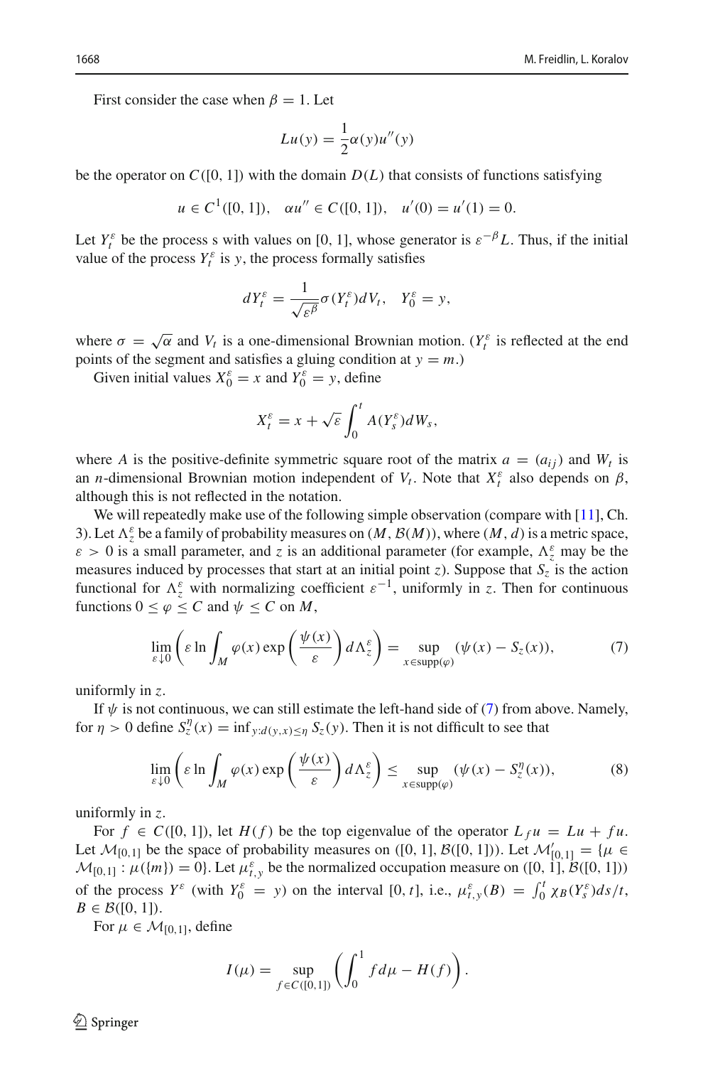First consider the case when $\beta = 1$. Let

$$Lu(y) = \frac{1}{2}\alpha(y)u''(y)$$

be the operator on $C([0, 1])$ with the domain $D(L)$ that consists of functions satisfying

$$u \in C^1([0, 1]), \quad \alpha u'' \in C([0, 1]), \quad u'(0) = u'(1) = 0.$$

Let $Y_t^\varepsilon$ be the process s with values on $[0, 1]$, whose generator is $\varepsilon^{-\beta} L$. Thus, if the initial value of the process $Y_t^\varepsilon$ is $y$, the process formally satisfies

$$dY_t^\varepsilon = \frac{1}{\sqrt{\varepsilon^\beta}}\sigma(Y_t^\varepsilon)dV_t, \quad Y_0^\varepsilon = y,$$

where $\sigma = \sqrt{\alpha}$ and $V_t$ is a one-dimensional Brownian motion. ($Y_t^\varepsilon$ is reflected at the end points of the segment and satisfies a gluing condition at $y = m$.)

Given initial values $X_0^\varepsilon = x$ and $Y_0^\varepsilon = y$, define

$$X_t^\varepsilon = x + \sqrt{\varepsilon}\int_0^t A(Y_s^\varepsilon)dW_s,$$

where $A$ is the positive-definite symmetric square root of the matrix $a = (a_{ij})$ and $W_t$ is an $n$-dimensional Brownian motion independent of $V_t$. Note that $X_t^\varepsilon$ also depends on $\beta$, although this is not reflected in the notation.

We will repeatedly make use of the following simple observation (compare with [11], Ch. 3). Let $\Lambda_z^\varepsilon$ be a family of probability measures on $(M, \mathcal{B}(M))$, where $(M, d)$ is a metric space, $\varepsilon > 0$ is a small parameter, and $z$ is an additional parameter (for example, $\Lambda_z^\varepsilon$ may be the measures induced by processes that start at an initial point $z$). Suppose that $S_z$ is the action functional for $\Lambda_z^\varepsilon$ with normalizing coefficient $\varepsilon^{-1}$, uniformly in $z$. Then for continuous functions $0 \le \varphi \le C$ and $\psi \le C$ on $M$,

$$\lim_{\varepsilon \downarrow 0}\left(\varepsilon \ln \int_M \varphi(x)\exp\left(\frac{\psi(x)}{\varepsilon}\right)d\Lambda_z^\varepsilon\right) = \sup_{x \in \mathrm{supp}(\varphi)}(\psi(x) - S_z(x)), \tag{7}$$

uniformly in $z$.

If $\psi$ is not continuous, we can still estimate the left-hand side of (7) from above. Namely, for $\eta > 0$ define $S_z^\eta(x) = \inf_{y: d(y,x) \le \eta} S_z(y)$. Then it is not difficult to see that

$$\lim_{\varepsilon \downarrow 0}\left(\varepsilon \ln \int_M \varphi(x)\exp\left(\frac{\psi(x)}{\varepsilon}\right)d\Lambda_z^\varepsilon\right) \le \sup_{x \in \mathrm{supp}(\varphi)}(\psi(x) - S_z^\eta(x)), \tag{8}$$

uniformly in $z$.

For $f \in C([0, 1])$, let $H(f)$ be the top eigenvalue of the operator $L_f u = Lu + fu$. Let $\mathcal{M}_{[0,1]}$ be the space of probability measures on $([0, 1], \mathcal{B}([0, 1]))$. Let $\mathcal{M}'_{[0,1]} = \{\mu \in \mathcal{M}_{[0,1]} : \mu(\{m\}) = 0\}$. Let $\mu_{t,y}^\varepsilon$ be the normalized occupation measure on $([0, 1], \mathcal{B}([0, 1]))$ of the process $Y^\varepsilon$ (with $Y_0^\varepsilon = y$) on the interval $[0, t]$, i.e., $\mu_{t,y}^\varepsilon(B) = \int_0^t \chi_B(Y_s^\varepsilon)ds/t$, $B \in \mathcal{B}([0, 1])$.

For $\mu \in \mathcal{M}_{[0,1]}$, define

$$I(\mu) = \sup_{f \in C([0,1])}\left(\int_0^1 f d\mu - H(f)\right).$$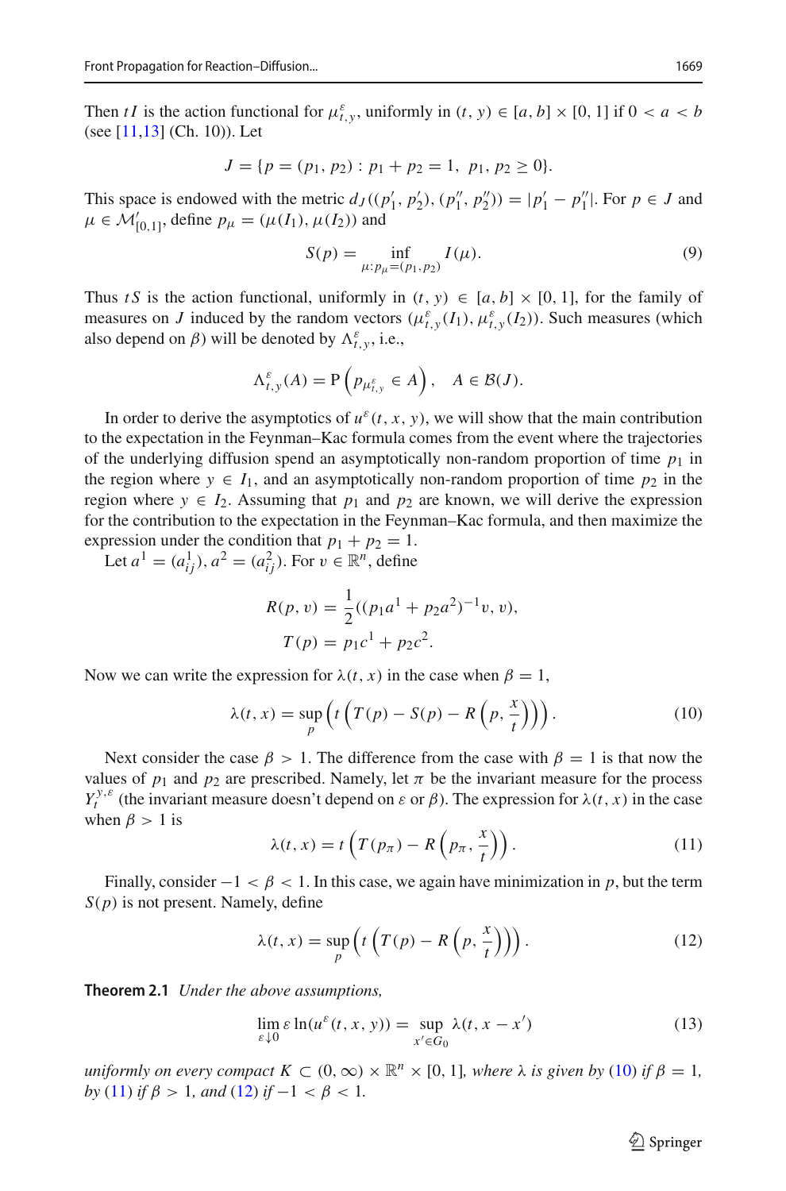Then $tI$ is the action functional for $\mu^{\varepsilon}_{t,y}$, uniformly in $(t, y) \in [a, b] \times [0, 1]$ if $0 < a < b$ (see [11,13] (Ch. 10)). Let

$$J = \{p = (p_1, p_2) : p_1 + p_2 = 1,\ p_1, p_2 \geq 0\}.$$

This space is endowed with the metric $d_J((p_1', p_2'), (p_1'', p_2'')) = |p_1' - p_1''|$. For $p \in J$ and $\mu \in \mathcal{M}'_{[0,1]}$, define $p_\mu = (\mu(I_1), \mu(I_2))$ and

$$S(p) = \inf_{\mu : p_\mu = (p_1, p_2)} I(\mu). \tag{9}$$

Thus $tS$ is the action functional, uniformly in $(t, y) \in [a, b] \times [0, 1]$, for the family of measures on $J$ induced by the random vectors $(\mu^{\varepsilon}_{t,y}(I_1), \mu^{\varepsilon}_{t,y}(I_2))$. Such measures (which also depend on $\beta$) will be denoted by $\Lambda^{\varepsilon}_{t,y}$, i.e.,

$$\Lambda^{\varepsilon}_{t,y}(A) = \mathrm{P}\left(p_{\mu^{\varepsilon}_{t,y}} \in A\right), \quad A \in \mathcal{B}(J).$$

In order to derive the asymptotics of $u^{\varepsilon}(t, x, y)$, we will show that the main contribution to the expectation in the Feynman–Kac formula comes from the event where the trajectories of the underlying diffusion spend an asymptotically non-random proportion of time $p_1$ in the region where $y \in I_1$, and an asymptotically non-random proportion of time $p_2$ in the region where $y \in I_2$. Assuming that $p_1$ and $p_2$ are known, we will derive the expression for the contribution to the expectation in the Feynman–Kac formula, and then maximize the expression under the condition that $p_1 + p_2 = 1$.

Let $a^1 = (a^1_{ij})$, $a^2 = (a^2_{ij})$. For $v \in \mathbb{R}^n$, define

$$R(p, v) = \frac{1}{2}((p_1 a^1 + p_2 a^2)^{-1} v, v),$$
$$T(p) = p_1 c^1 + p_2 c^2.$$

Now we can write the expression for $\lambda(t, x)$ in the case when $\beta = 1$,

$$\lambda(t, x) = \sup_p \left( t\left( T(p) - S(p) - R\left(p, \frac{x}{t}\right)\right)\right). \tag{10}$$

Next consider the case $\beta > 1$. The difference from the case with $\beta = 1$ is that now the values of $p_1$ and $p_2$ are prescribed. Namely, let $\pi$ be the invariant measure for the process $Y^{y,\varepsilon}_t$ (the invariant measure doesn't depend on $\varepsilon$ or $\beta$). The expression for $\lambda(t, x)$ in the case when $\beta > 1$ is

$$\lambda(t, x) = t\left(T(p_\pi) - R\left(p_\pi, \frac{x}{t}\right)\right). \tag{11}$$

Finally, consider $-1 < \beta < 1$. In this case, we again have minimization in $p$, but the term $S(p)$ is not present. Namely, define

$$\lambda(t, x) = \sup_p \left( t\left( T(p) - R\left(p, \frac{x}{t}\right)\right)\right). \tag{12}$$

**Theorem 2.1** *Under the above assumptions,*

$$\lim_{\varepsilon \downarrow 0} \varepsilon \ln(u^{\varepsilon}(t, x, y)) = \sup_{x' \in G_0} \lambda(t, x - x') \tag{13}$$

*uniformly on every compact $K \subset (0, \infty) \times \mathbb{R}^n \times [0, 1]$, where $\lambda$ is given by (10) if $\beta = 1$, by (11) if $\beta > 1$, and (12) if $-1 < \beta < 1$.*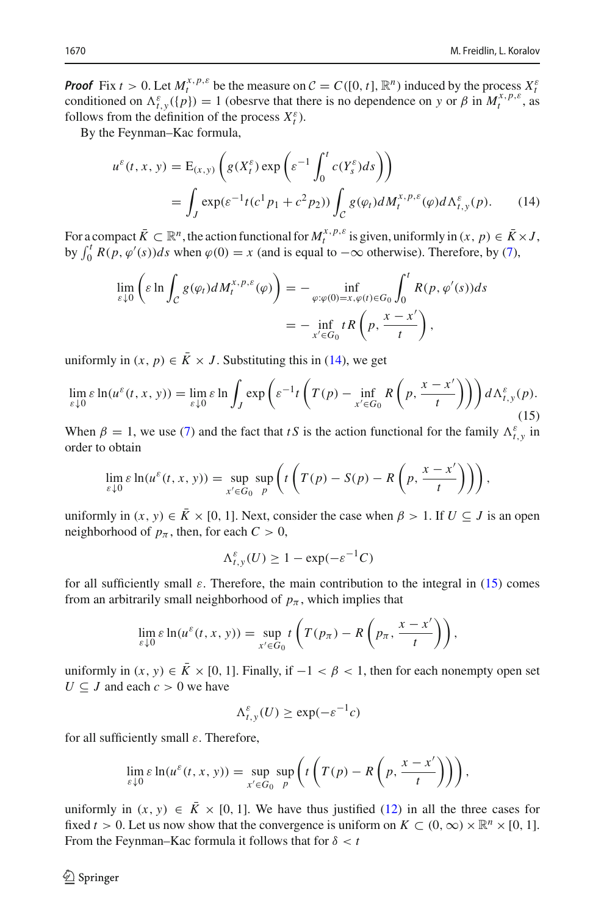***Proof*** Fix $t > 0$. Let $M_t^{x,p,\varepsilon}$ be the measure on $\mathcal{C} = C([0,t], \mathbb{R}^n)$ induced by the process $X_t^\varepsilon$ conditioned on $\Lambda_{t,y}^\varepsilon(\{p\}) = 1$ (obesrve that there is no dependence on $y$ or $\beta$ in $M_t^{x,p,\varepsilon}$, as follows from the definition of the process $X_t^\varepsilon$).

By the Feynman–Kac formula,

$$
\begin{aligned}
u^\varepsilon(t,x,y) &= \mathrm{E}_{(x,y)}\left(g(X_t^\varepsilon)\exp\left(\varepsilon^{-1}\int_0^t c(Y_s^\varepsilon)ds\right)\right)\\
&= \int_J \exp(\varepsilon^{-1}t(c^1 p_1 + c^2 p_2))\int_{\mathcal{C}} g(\varphi_t)dM_t^{x,p,\varepsilon}(\varphi)d\Lambda_{t,y}^\varepsilon(p). \qquad (14)
\end{aligned}
$$

For a compact $\bar{K} \subset \mathbb{R}^n$, the action functional for $M_t^{x,p,\varepsilon}$ is given, uniformly in $(x,p) \in \bar{K} \times J$, by $\int_0^t R(p, \varphi'(s))ds$ when $\varphi(0) = x$ (and is equal to $-\infty$ otherwise). Therefore, by (7),

$$
\begin{aligned}
\lim_{\varepsilon\downarrow 0}\left(\varepsilon \ln \int_{\mathcal{C}} g(\varphi_t)dM_t^{x,p,\varepsilon}(\varphi)\right) &= -\inf_{\varphi:\varphi(0)=x,\varphi(t)\in G_0}\int_0^t R(p,\varphi'(s))ds\\
&= -\inf_{x'\in G_0} tR\left(p, \frac{x-x'}{t}\right),
\end{aligned}
$$

uniformly in $(x,p) \in \bar{K} \times J$. Substituting this in (14), we get

$$
\lim_{\varepsilon\downarrow 0}\varepsilon\ln(u^\varepsilon(t,x,y)) = \lim_{\varepsilon\downarrow 0}\varepsilon\ln\int_J \exp\left(\varepsilon^{-1}t\left(T(p) - \inf_{x'\in G_0} R\left(p, \frac{x-x'}{t}\right)\right)\right)d\Lambda_{t,y}^\varepsilon(p). \qquad (15)
$$

When $\beta = 1$, we use (7) and the fact that $tS$ is the action functional for the family $\Lambda_{t,y}^\varepsilon$ in order to obtain

$$
\lim_{\varepsilon\downarrow 0}\varepsilon\ln(u^\varepsilon(t,x,y)) = \sup_{x'\in G_0}\sup_p\left(t\left(T(p) - S(p) - R\left(p, \frac{x-x'}{t}\right)\right)\right),
$$

uniformly in $(x,y) \in \bar{K} \times [0,1]$. Next, consider the case when $\beta > 1$. If $U \subseteq J$ is an open neighborhood of $p_\pi$, then, for each $C > 0$,

$$
\Lambda_{t,y}^\varepsilon(U) \geq 1 - \exp(-\varepsilon^{-1}C)
$$

for all sufficiently small $\varepsilon$. Therefore, the main contribution to the integral in (15) comes from an arbitrarily small neighborhood of $p_\pi$, which implies that

$$
\lim_{\varepsilon\downarrow 0}\varepsilon\ln(u^\varepsilon(t,x,y)) = \sup_{x'\in G_0} t\left(T(p_\pi) - R\left(p_\pi, \frac{x-x'}{t}\right)\right),
$$

uniformly in $(x,y) \in \bar{K} \times [0,1]$. Finally, if $-1 < \beta < 1$, then for each nonempty open set $U \subseteq J$ and each $c > 0$ we have

$$
\Lambda_{t,y}^\varepsilon(U) \geq \exp(-\varepsilon^{-1}c)
$$

for all sufficiently small $\varepsilon$. Therefore,

$$
\lim_{\varepsilon\downarrow 0}\varepsilon\ln(u^\varepsilon(t,x,y)) = \sup_{x'\in G_0}\sup_p\left(t\left(T(p) - R\left(p, \frac{x-x'}{t}\right)\right)\right),
$$

uniformly in $(x,y) \in \bar{K} \times [0,1]$. We have thus justified (12) in all the three cases for fixed $t > 0$. Let us now show that the convergence is uniform on $K \subset (0,\infty) \times \mathbb{R}^n \times [0,1]$. From the Feynman–Kac formula it follows that for $\delta < t$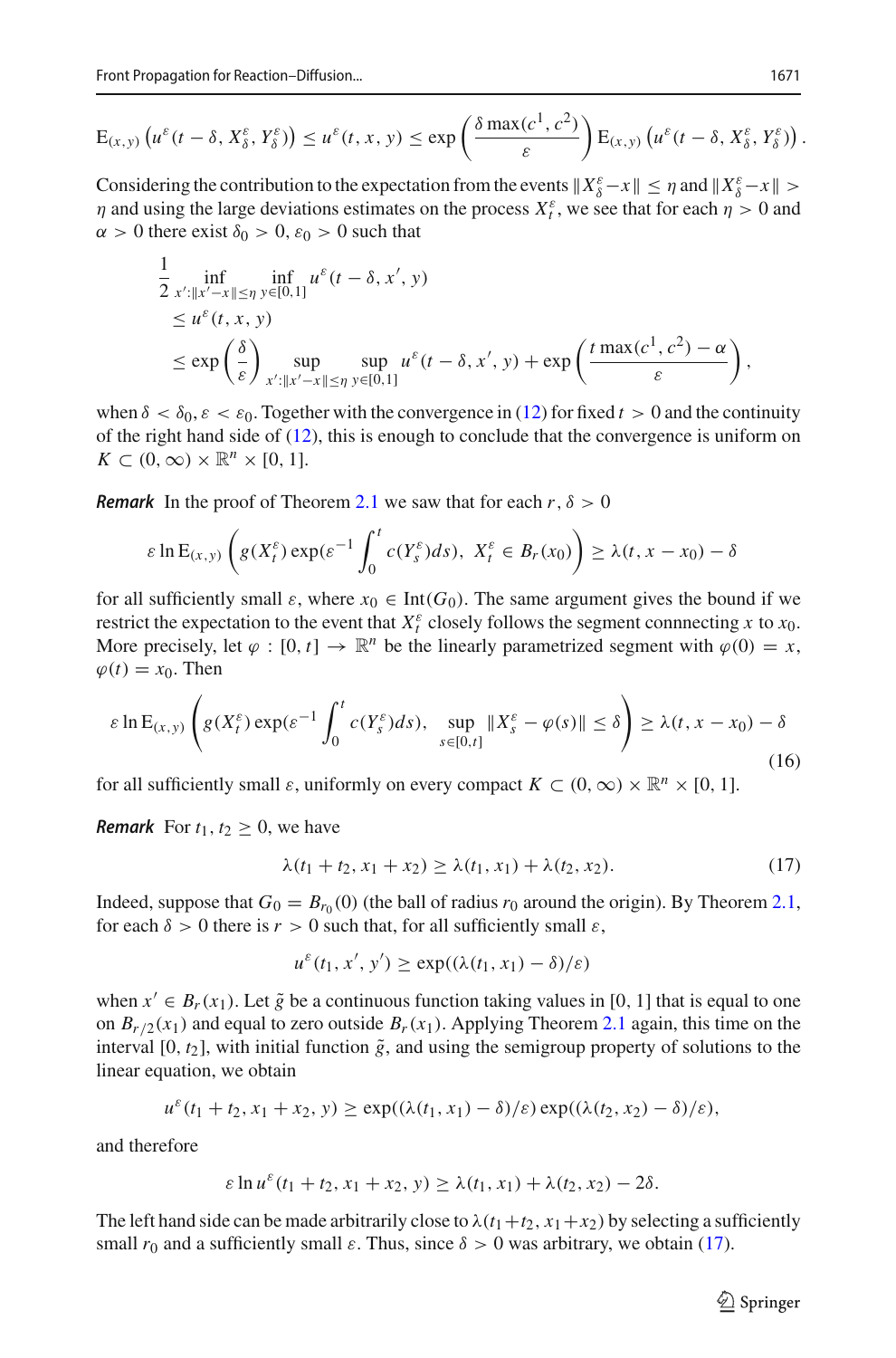$$\mathrm{E}_{(x,y)}\left(u^\varepsilon(t-\delta, X^\varepsilon_\delta, Y^\varepsilon_\delta)\right) \le u^\varepsilon(t,x,y) \le \exp\left(\frac{\delta \max(c^1,c^2)}{\varepsilon}\right) \mathrm{E}_{(x,y)}\left(u^\varepsilon(t-\delta, X^\varepsilon_\delta, Y^\varepsilon_\delta)\right).$$

Considering the contribution to the expectation from the events $\|X^\varepsilon_\delta - x\| \le \eta$ and $\|X^\varepsilon_\delta - x\| > \eta$ and using the large deviations estimates on the process $X^\varepsilon_t$, we see that for each $\eta > 0$ and $\alpha > 0$ there exist $\delta_0 > 0$, $\varepsilon_0 > 0$ such that

$$\begin{aligned}
&\frac{1}{2} \inf_{x':\|x'-x\|\le\eta} \inf_{y\in[0,1]} u^\varepsilon(t-\delta, x', y) \\
&\quad \le u^\varepsilon(t,x,y) \\
&\quad \le \exp\left(\frac{\delta}{\varepsilon}\right) \sup_{x':\|x'-x\|\le\eta} \sup_{y\in[0,1]} u^\varepsilon(t-\delta, x', y) + \exp\left(\frac{t\max(c^1,c^2)-\alpha}{\varepsilon}\right),
\end{aligned}$$

when $\delta < \delta_0, \varepsilon < \varepsilon_0$. Together with the convergence in (12) for fixed $t > 0$ and the continuity of the right hand side of (12), this is enough to conclude that the convergence is uniform on $K \subset (0,\infty) \times \mathbb{R}^n \times [0,1]$.

***Remark*** In the proof of Theorem 2.1 we saw that for each $r, \delta > 0$

$$\varepsilon \ln \mathrm{E}_{(x,y)}\left(g(X^\varepsilon_t)\exp(\varepsilon^{-1}\int_0^t c(Y^\varepsilon_s)ds),\ X^\varepsilon_t \in B_r(x_0)\right) \ge \lambda(t, x-x_0) - \delta$$

for all sufficiently small $\varepsilon$, where $x_0 \in \mathrm{Int}(G_0)$. The same argument gives the bound if we restrict the expectation to the event that $X^\varepsilon_t$ closely follows the segment connnecting $x$ to $x_0$. More precisely, let $\varphi : [0,t] \to \mathbb{R}^n$ be the linearly parametrized segment with $\varphi(0) = x$, $\varphi(t) = x_0$. Then

$$\varepsilon \ln \mathrm{E}_{(x,y)}\left(g(X^\varepsilon_t)\exp(\varepsilon^{-1}\int_0^t c(Y^\varepsilon_s)ds),\ \sup_{s\in[0,t]}\|X^\varepsilon_s - \varphi(s)\| \le \delta\right) \ge \lambda(t, x-x_0) - \delta \tag{16}$$

for all sufficiently small $\varepsilon$, uniformly on every compact $K \subset (0,\infty)\times\mathbb{R}^n\times[0,1]$.

***Remark*** For $t_1, t_2 \ge 0$, we have

$$\lambda(t_1+t_2, x_1+x_2) \ge \lambda(t_1, x_1) + \lambda(t_2, x_2). \tag{17}$$

Indeed, suppose that $G_0 = B_{r_0}(0)$ (the ball of radius $r_0$ around the origin). By Theorem 2.1, for each $\delta > 0$ there is $r > 0$ such that, for all sufficiently small $\varepsilon$,

$$u^\varepsilon(t_1, x', y') \ge \exp((\lambda(t_1,x_1)-\delta)/\varepsilon)$$

when $x' \in B_r(x_1)$. Let $\tilde{g}$ be a continuous function taking values in $[0,1]$ that is equal to one on $B_{r/2}(x_1)$ and equal to zero outside $B_r(x_1)$. Applying Theorem 2.1 again, this time on the interval $[0,t_2]$, with initial function $\tilde{g}$, and using the semigroup property of solutions to the linear equation, we obtain

$$u^\varepsilon(t_1+t_2, x_1+x_2, y) \ge \exp((\lambda(t_1,x_1)-\delta)/\varepsilon)\exp((\lambda(t_2,x_2)-\delta)/\varepsilon),$$

and therefore

$$\varepsilon \ln u^\varepsilon(t_1+t_2, x_1+x_2, y) \ge \lambda(t_1,x_1) + \lambda(t_2,x_2) - 2\delta.$$

The left hand side can be made arbitrarily close to $\lambda(t_1+t_2, x_1+x_2)$ by selecting a sufficiently small $r_0$ and a sufficiently small $\varepsilon$. Thus, since $\delta > 0$ was arbitrary, we obtain (17).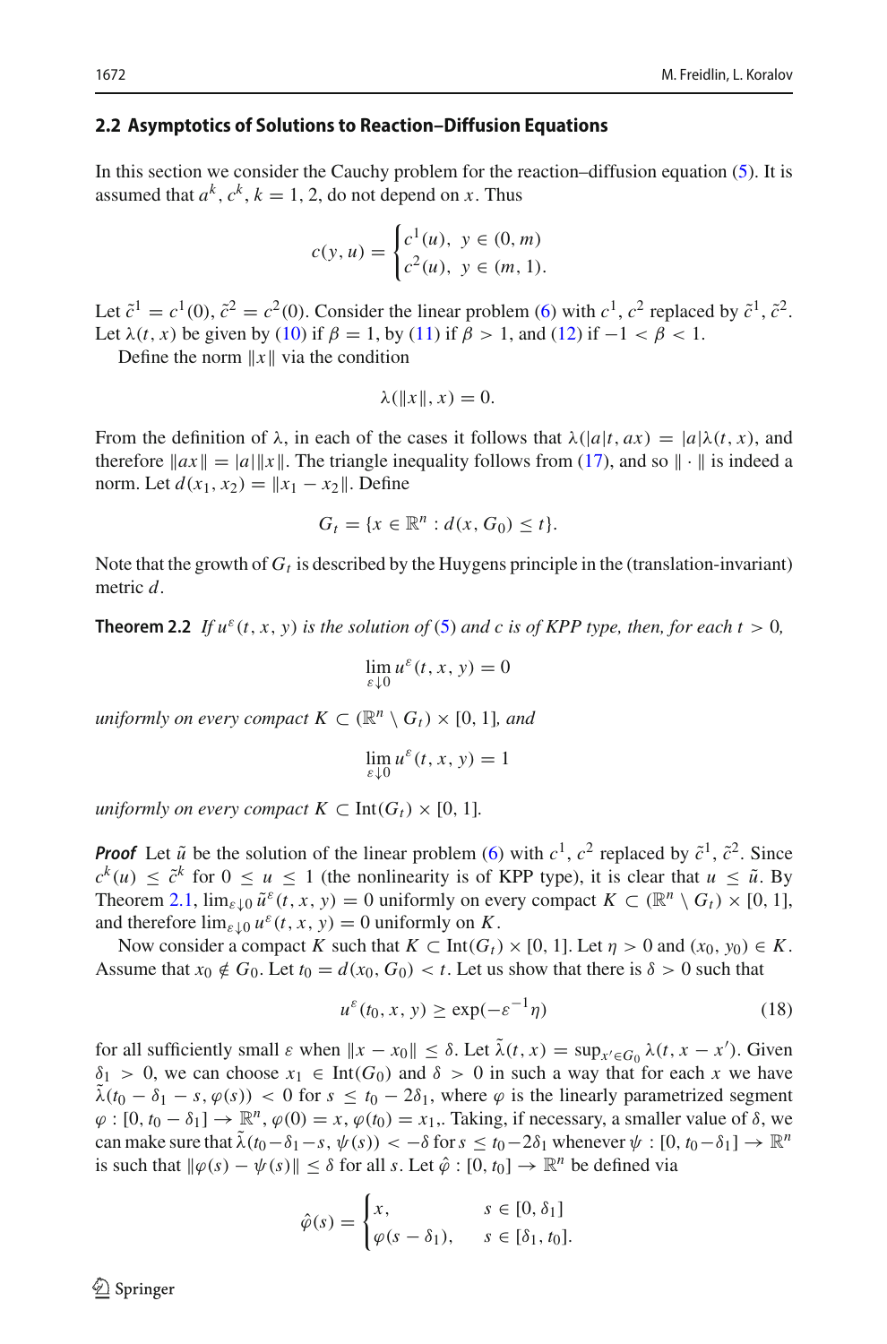### 2.2 Asymptotics of Solutions to Reaction–Diffusion Equations

In this section we consider the Cauchy problem for the reaction–diffusion equation (5). It is assumed that $a^k$, $c^k$, $k = 1, 2$, do not depend on $x$. Thus

$$c(y, u) = \begin{cases} c^1(u), & y \in (0, m) \\ c^2(u), & y \in (m, 1). \end{cases}$$

Let $\tilde{c}^1 = c^1(0)$, $\tilde{c}^2 = c^2(0)$. Consider the linear problem (6) with $c^1$, $c^2$ replaced by $\tilde{c}^1$, $\tilde{c}^2$. Let $\lambda(t, x)$ be given by (10) if $\beta = 1$, by (11) if $\beta > 1$, and (12) if $-1 < \beta < 1$.

Define the norm $\|x\|$ via the condition

$$\lambda(\|x\|, x) = 0.$$

From the definition of $\lambda$, in each of the cases it follows that $\lambda(|a|t, ax) = |a|\lambda(t, x)$, and therefore $\|ax\| = |a|\|x\|$. The triangle inequality follows from (17), and so $\|\cdot\|$ is indeed a norm. Let $d(x_1, x_2) = \|x_1 - x_2\|$. Define

$$G_t = \{x \in \mathbb{R}^n : d(x, G_0) \le t\}.$$

Note that the growth of $G_t$ is described by the Huygens principle in the (translation-invariant) metric $d$.

**Theorem 2.2** *If $u^\varepsilon(t, x, y)$ is the solution of (5) and $c$ is of KPP type, then, for each $t > 0$,*

$$\lim_{\varepsilon \downarrow 0} u^\varepsilon(t, x, y) = 0$$

*uniformly on every compact $K \subset (\mathbb{R}^n \setminus G_t) \times [0, 1]$, and*

$$\lim_{\varepsilon \downarrow 0} u^\varepsilon(t, x, y) = 1$$

*uniformly on every compact $K \subset \mathrm{Int}(G_t) \times [0, 1]$.*

***Proof*** Let $\tilde{u}$ be the solution of the linear problem (6) with $c^1$, $c^2$ replaced by $\tilde{c}^1$, $\tilde{c}^2$. Since $c^k(u) \le \tilde{c}^k$ for $0 \le u \le 1$ (the nonlinearity is of KPP type), it is clear that $u \le \tilde{u}$. By Theorem 2.1, $\lim_{\varepsilon \downarrow 0} \tilde{u}^\varepsilon(t, x, y) = 0$ uniformly on every compact $K \subset (\mathbb{R}^n \setminus G_t) \times [0, 1]$, and therefore $\lim_{\varepsilon \downarrow 0} u^\varepsilon(t, x, y) = 0$ uniformly on $K$.

Now consider a compact $K$ such that $K \subset \mathrm{Int}(G_t) \times [0, 1]$. Let $\eta > 0$ and $(x_0, y_0) \in K$. Assume that $x_0 \notin G_0$. Let $t_0 = d(x_0, G_0) < t$. Let us show that there is $\delta > 0$ such that

$$u^\varepsilon(t_0, x, y) \ge \exp(-\varepsilon^{-1}\eta) \tag{18}$$

for all sufficiently small $\varepsilon$ when $\|x - x_0\| \le \delta$. Let $\tilde{\lambda}(t, x) = \sup_{x' \in G_0} \lambda(t, x - x')$. Given $\delta_1 > 0$, we can choose $x_1 \in \mathrm{Int}(G_0)$ and $\delta > 0$ in such a way that for each $x$ we have $\tilde{\lambda}(t_0 - \delta_1 - s, \varphi(s)) < 0$ for $s \le t_0 - 2\delta_1$, where $\varphi$ is the linearly parametrized segment $\varphi : [0, t_0 - \delta_1] \to \mathbb{R}^n$, $\varphi(0) = x$, $\varphi(t_0) = x_1$,. Taking, if necessary, a smaller value of $\delta$, we can make sure that $\tilde{\lambda}(t_0 - \delta_1 - s, \psi(s)) < -\delta$ for $s \le t_0 - 2\delta_1$ whenever $\psi : [0, t_0 - \delta_1] \to \mathbb{R}^n$ is such that $\|\varphi(s) - \psi(s)\| \le \delta$ for all $s$. Let $\hat{\varphi} : [0, t_0] \to \mathbb{R}^n$ be defined via

$$\hat{\varphi}(s) = \begin{cases} x, & s \in [0, \delta_1] \\ \varphi(s - \delta_1), & s \in [\delta_1, t_0]. \end{cases}$$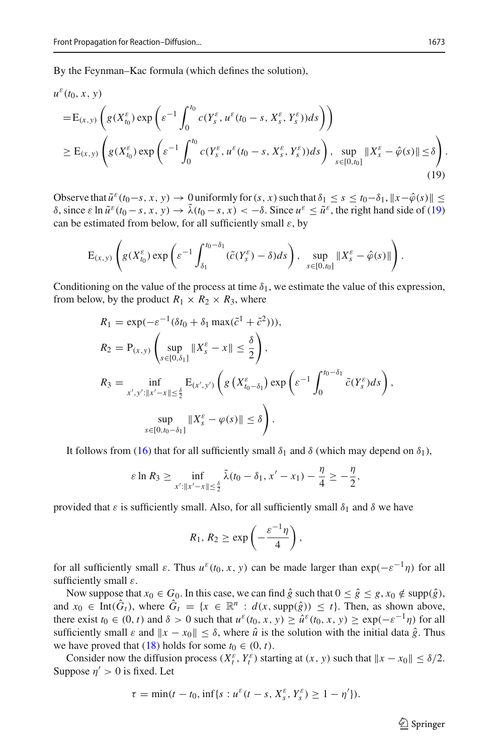By the Feynman–Kac formula (which defines the solution),

$$
\begin{aligned}
&u^\varepsilon(t_0, x, y)\\
&= \mathrm{E}_{(x,y)}\left(g(X^\varepsilon_{t_0})\exp\left(\varepsilon^{-1}\int_0^{t_0} c(Y^\varepsilon_s, u^\varepsilon(t_0-s, X^\varepsilon_s, Y^\varepsilon_s))ds\right)\right)\\
&\geq \mathrm{E}_{(x,y)}\left(g(X^\varepsilon_{t_0})\exp\left(\varepsilon^{-1}\int_0^{t_0} c(Y^\varepsilon_s, u^\varepsilon(t_0-s, X^\varepsilon_s, Y^\varepsilon_s))ds\right), \sup_{s\in[0,t_0]}\|X^\varepsilon_s - \hat{\varphi}(s)\| \leq \delta\right).
\end{aligned}
\tag{19}
$$

Observe that $\tilde{u}^\varepsilon(t_0-s, x, y) \to 0$ uniformly for $(s, x)$ such that $\delta_1 \leq s \leq t_0-\delta_1$, $\|x-\hat{\varphi}(s)\| \leq \delta$, since $\varepsilon \ln \tilde{u}^\varepsilon(t_0-s, x, y) \to \tilde{\lambda}(t_0-s, x) < -\delta$. Since $u^\varepsilon \leq \tilde{u}^\varepsilon$, the right hand side of (19) can be estimated from below, for all sufficiently small $\varepsilon$, by

$$
\mathrm{E}_{(x,y)}\left(g(X^\varepsilon_{t_0})\exp\left(\varepsilon^{-1}\int_{\delta_1}^{t_0-\delta_1}(\tilde{c}(Y^\varepsilon_s) - \delta)ds\right), \sup_{s\in[0,t_0]}\|X^\varepsilon_s - \hat{\varphi}(s)\|\right).
$$

Conditioning on the value of the process at time $\delta_1$, we estimate the value of this expression, from below, by the product $R_1 \times R_2 \times R_3$, where

$$
\begin{aligned}
R_1 &= \exp(-\varepsilon^{-1}(\delta t_0 + \delta_1 \max(\tilde{c}^1 + \tilde{c}^2))),\\
R_2 &= \mathrm{P}_{(x,y)}\left(\sup_{s\in[0,\delta_1]}\|X^\varepsilon_s - x\| \leq \frac{\delta}{2}\right),\\
R_3 &= \inf_{x',y':\|x'-x\|\leq\frac{\delta}{2}} \mathrm{E}_{(x',y')}\left(g\left(X^\varepsilon_{t_0-\delta_1}\right)\exp\left(\varepsilon^{-1}\int_0^{t_0-\delta_1}\tilde{c}(Y^\varepsilon_s)ds\right),\right.\\
&\qquad\left.\sup_{s\in[0,t_0-\delta_1]}\|X^\varepsilon_s - \varphi(s)\| \leq \delta\right).
\end{aligned}
$$

It follows from (16) that for all sufficiently small $\delta_1$ and $\delta$ (which may depend on $\delta_1$),

$$
\varepsilon \ln R_3 \geq \inf_{x':\|x'-x\|\leq\frac{\delta}{2}} \tilde{\lambda}(t_0-\delta_1, x'-x_1) - \frac{\eta}{4} \geq -\frac{\eta}{2},
$$

provided that $\varepsilon$ is sufficiently small. Also, for all sufficiently small $\delta_1$ and $\delta$ we have

$$
R_1, R_2 \geq \exp\left(-\frac{\varepsilon^{-1}\eta}{4}\right),
$$

for all sufficiently small $\varepsilon$. Thus $u^\varepsilon(t_0, x, y)$ can be made larger than $\exp(-\varepsilon^{-1}\eta)$ for all sufficiently small $\varepsilon$.

Now suppose that $x_0 \in G_0$. In this case, we can find $\hat{g}$ such that $0 \leq \hat{g} \leq g$, $x_0 \notin \mathrm{supp}(\hat{g})$, and $x_0 \in \mathrm{Int}(\hat{G}_t)$, where $\hat{G}_t = \{x \in \mathbb{R}^n : d(x, \mathrm{supp}(\hat{g})) \leq t\}$. Then, as shown above, there exist $t_0 \in (0, t)$ and $\delta > 0$ such that $u^\varepsilon(t_0, x, y) \geq \hat{u}^\varepsilon(t_0, x, y) \geq \exp(-\varepsilon^{-1}\eta)$ for all sufficiently small $\varepsilon$ and $\|x - x_0\| \leq \delta$, where $\hat{u}$ is the solution with the initial data $\hat{g}$. Thus we have proved that (18) holds for some $t_0 \in (0, t)$.

Consider now the diffusion process $(X^\varepsilon_t, Y^\varepsilon_t)$ starting at $(x, y)$ such that $\|x - x_0\| \leq \delta/2$. Suppose $\eta' > 0$ is fixed. Let

$$
\tau = \min(t - t_0, \inf\{s : u^\varepsilon(t-s, X^\varepsilon_s, Y^\varepsilon_s) \geq 1 - \eta'\}).
$$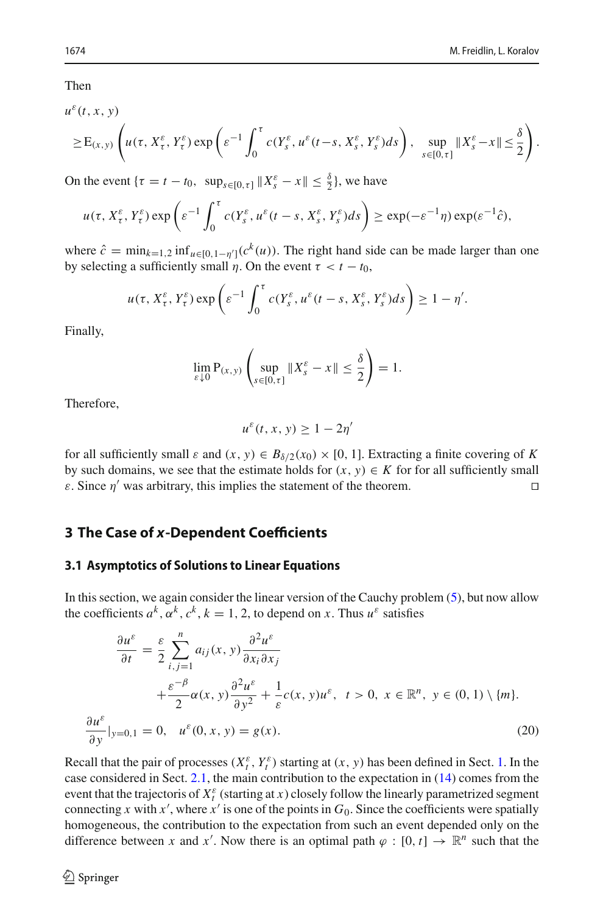Then

$$
u^\varepsilon(t,x,y) \geq \mathrm{E}_{(x,y)}\left( u(\tau, X^\varepsilon_\tau, Y^\varepsilon_\tau) \exp\left(\varepsilon^{-1}\int_0^\tau c(Y^\varepsilon_s, u^\varepsilon(t-s, X^\varepsilon_s, Y^\varepsilon_s)ds\right), \sup_{s\in[0,\tau]} \|X^\varepsilon_s - x\| \leq \frac{\delta}{2} \right).
$$

On the event $\{\tau = t - t_0, \ \sup_{s\in[0,\tau]} \|X^\varepsilon_s - x\| \leq \frac{\delta}{2}\}$, we have

$$
u(\tau, X^\varepsilon_\tau, Y^\varepsilon_\tau) \exp\left(\varepsilon^{-1}\int_0^\tau c(Y^\varepsilon_s, u^\varepsilon(t-s, X^\varepsilon_s, Y^\varepsilon_s)ds\right) \geq \exp(-\varepsilon^{-1}\eta)\exp(\varepsilon^{-1}\hat{c}),
$$

where $\hat{c} = \min_{k=1,2} \inf_{u\in[0,1-\eta']}(c^k(u))$. The right hand side can be made larger than one by selecting a sufficiently small $\eta$. On the event $\tau < t - t_0$,

$$
u(\tau, X^\varepsilon_\tau, Y^\varepsilon_\tau) \exp\left(\varepsilon^{-1}\int_0^\tau c(Y^\varepsilon_s, u^\varepsilon(t-s, X^\varepsilon_s, Y^\varepsilon_s)ds\right) \geq 1 - \eta'.
$$

Finally,

$$
\lim_{\varepsilon\downarrow 0} \mathrm{P}_{(x,y)}\left(\sup_{s\in[0,\tau]} \|X^\varepsilon_s - x\| \leq \frac{\delta}{2}\right) = 1.
$$

Therefore,

$$
u^\varepsilon(t,x,y) \geq 1 - 2\eta'
$$

for all sufficiently small $\varepsilon$ and $(x,y) \in B_{\delta/2}(x_0) \times [0,1]$. Extracting a finite covering of $K$ by such domains, we see that the estimate holds for $(x,y) \in K$ for for all sufficiently small $\varepsilon$. Since $\eta'$ was arbitrary, this implies the statement of the theorem. □

## 3 The Case of *x*-Dependent Coefficients

### 3.1 Asymptotics of Solutions to Linear Equations

In this section, we again consider the linear version of the Cauchy problem (5), but now allow the coefficients $a^k, \alpha^k, c^k$, $k = 1,2$, to depend on $x$. Thus $u^\varepsilon$ satisfies

$$
\begin{aligned}
\frac{\partial u^\varepsilon}{\partial t} &= \frac{\varepsilon}{2}\sum_{i,j=1}^n a_{ij}(x,y)\frac{\partial^2 u^\varepsilon}{\partial x_i \partial x_j} \\
&\quad + \frac{\varepsilon^{-\beta}}{2}\alpha(x,y)\frac{\partial^2 u^\varepsilon}{\partial y^2} + \frac{1}{\varepsilon}c(x,y)u^\varepsilon, \quad t > 0, \ x \in \mathbb{R}^n, \ y \in (0,1)\setminus\{m\}. \\
\frac{\partial u^\varepsilon}{\partial y}|_{y=0,1} &= 0, \quad u^\varepsilon(0,x,y) = g(x).
\end{aligned} \tag{20}
$$

Recall that the pair of processes $(X^\varepsilon_t, Y^\varepsilon_t)$ starting at $(x,y)$ has been defined in Sect. 1. In the case considered in Sect. 2.1, the main contribution to the expectation in (14) comes from the event that the trajectoris of $X^\varepsilon_t$ (starting at $x$) closely follow the linearly parametrized segment connecting $x$ with $x'$, where $x'$ is one of the points in $G_0$. Since the coefficients were spatially homogeneous, the contribution to the expectation from such an event depended only on the difference between $x$ and $x'$. Now there is an optimal path $\varphi : [0,t] \to \mathbb{R}^n$ such that the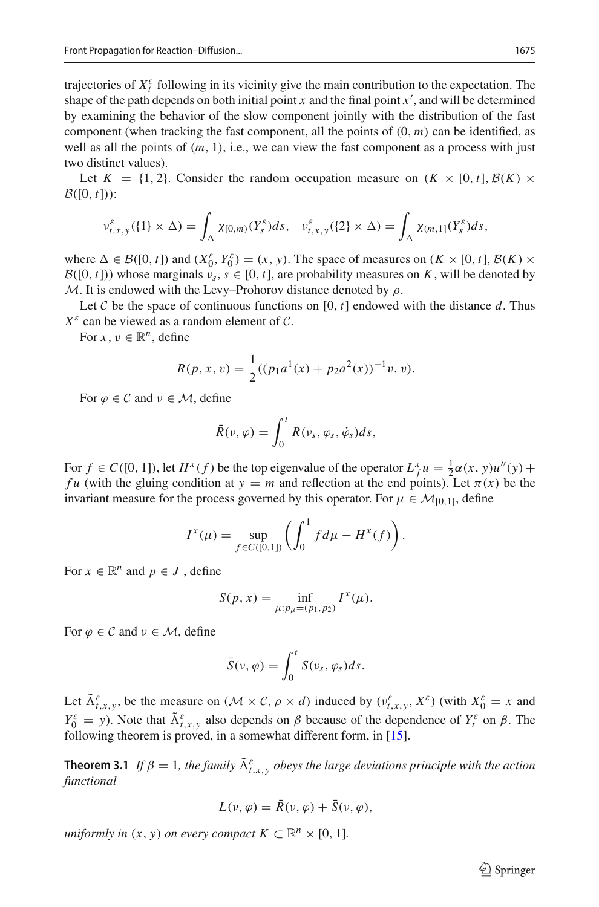trajectories of $X_t^\varepsilon$ following in its vicinity give the main contribution to the expectation. The shape of the path depends on both initial point $x$ and the final point $x'$, and will be determined by examining the behavior of the slow component jointly with the distribution of the fast component (when tracking the fast component, all the points of $(0, m)$ can be identified, as well as all the points of $(m, 1)$, i.e., we can view the fast component as a process with just two distinct values).

Let $K = \{1, 2\}$. Consider the random occupation measure on $(K \times [0, t], \mathcal{B}(K) \times \mathcal{B}([0, t]))$:

$$\nu^\varepsilon_{t,x,y}(\{1\} \times \Delta) = \int_\Delta \chi_{[0,m)}(Y^\varepsilon_s) ds, \quad \nu^\varepsilon_{t,x,y}(\{2\} \times \Delta) = \int_\Delta \chi_{(m,1]}(Y^\varepsilon_s) ds,$$

where $\Delta \in \mathcal{B}([0, t])$ and $(X_0^\varepsilon, Y_0^\varepsilon) = (x, y)$. The space of measures on $(K \times [0, t], \mathcal{B}(K) \times \mathcal{B}([0, t]))$ whose marginals $\nu_s$, $s \in [0, t]$, are probability measures on $K$, will be denoted by $\mathcal{M}$. It is endowed with the Levy–Prohorov distance denoted by $\rho$.

Let $\mathcal{C}$ be the space of continuous functions on $[0, t]$ endowed with the distance $d$. Thus $X^\varepsilon$ can be viewed as a random element of $\mathcal{C}$.

For $x, v \in \mathbb{R}^n$, define

$$R(p, x, v) = \frac{1}{2}((p_1 a^1(x) + p_2 a^2(x))^{-1} v, v).$$

For $\varphi \in \mathcal{C}$ and $\nu \in \mathcal{M}$, define

$$\bar{R}(\nu, \varphi) = \int_0^t R(\nu_s, \varphi_s, \dot{\varphi}_s) ds,$$

For $f \in C([0, 1])$, let $H^x(f)$ be the top eigenvalue of the operator $L^x_f u = \frac{1}{2}\alpha(x, y)u''(y) + fu$ (with the gluing condition at $y = m$ and reflection at the end points). Let $\pi(x)$ be the invariant measure for the process governed by this operator. For $\mu \in \mathcal{M}_{[0,1]}$, define

$$I^x(\mu) = \sup_{f \in C([0,1])} \left( \int_0^1 f d\mu - H^x(f) \right).$$

For $x \in \mathbb{R}^n$ and $p \in J$, define

$$S(p, x) = \inf_{\mu : p_\mu = (p_1, p_2)} I^x(\mu).$$

For $\varphi \in \mathcal{C}$ and $\nu \in \mathcal{M}$, define

$$\bar{S}(\nu, \varphi) = \int_0^t S(\nu_s, \varphi_s) ds.$$

Let $\tilde{\Lambda}^\varepsilon_{t,x,y}$, be the measure on $(\mathcal{M} \times \mathcal{C}, \rho \times d)$ induced by $(\nu^\varepsilon_{t,x,y}, X^\varepsilon)$ (with $X_0^\varepsilon = x$ and $Y_0^\varepsilon = y$). Note that $\tilde{\Lambda}^\varepsilon_{t,x,y}$ also depends on $\beta$ because of the dependence of $Y_t^\varepsilon$ on $\beta$. The following theorem is proved, in a somewhat different form, in [15].

**Theorem 3.1** *If $\beta = 1$, the family $\tilde{\Lambda}^\varepsilon_{t,x,y}$ obeys the large deviations principle with the action functional*

$$L(\nu, \varphi) = \bar{R}(\nu, \varphi) + \bar{S}(\nu, \varphi),$$

*uniformly in $(x, y)$ on every compact $K \subset \mathbb{R}^n \times [0, 1]$.*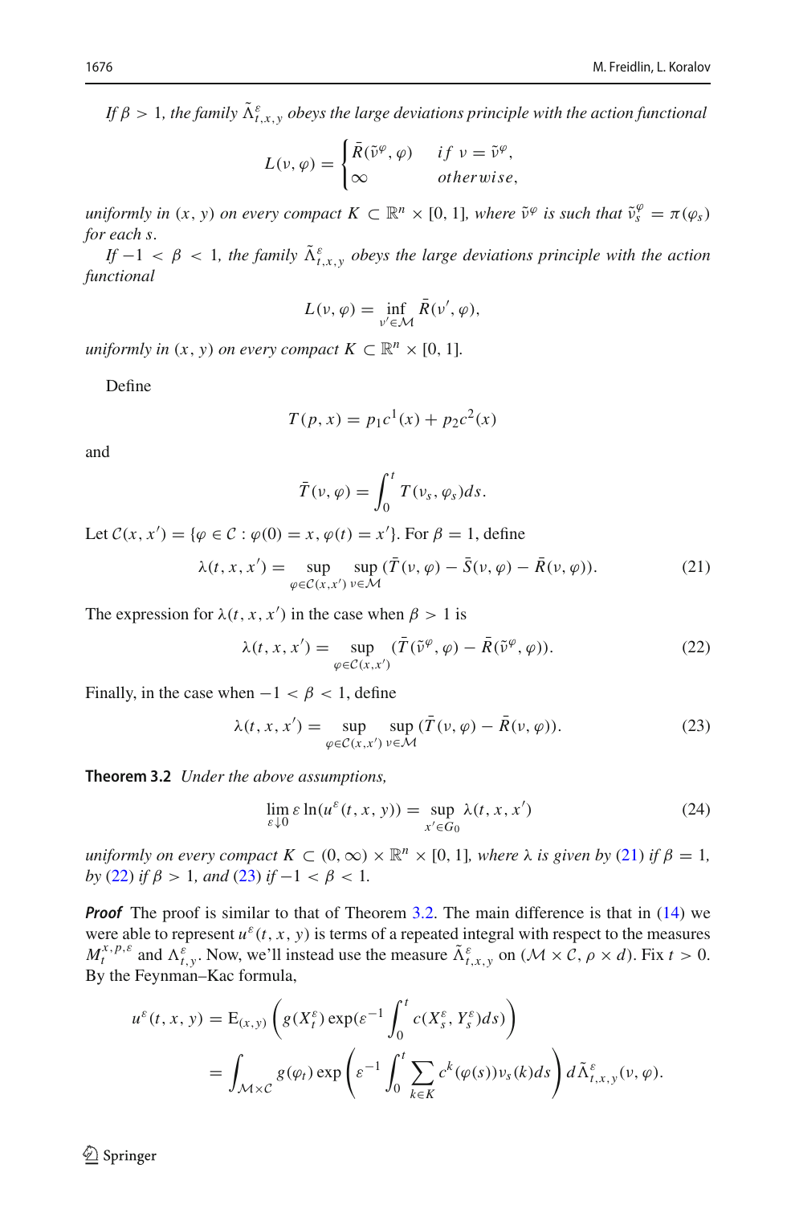*If $\beta > 1$, the family $\tilde{\Lambda}^{\varepsilon}_{t,x,y}$ obeys the large deviations principle with the action functional*

$$L(\nu, \varphi) = \begin{cases} \bar{R}(\tilde{\nu}^{\varphi}, \varphi) & if\ \nu = \tilde{\nu}^{\varphi}, \\ \infty & otherwise, \end{cases}$$

*uniformly in $(x, y)$ on every compact $K \subset \mathbb{R}^n \times [0, 1]$, where $\tilde{\nu}^{\varphi}$ is such that $\tilde{\nu}^{\varphi}_s = \pi(\varphi_s)$ for each $s$.*

*If $-1 < \beta < 1$, the family $\tilde{\Lambda}^{\varepsilon}_{t,x,y}$ obeys the large deviations principle with the action functional*

$$L(\nu, \varphi) = \inf_{\nu' \in \mathcal{M}} \bar{R}(\nu', \varphi),$$

*uniformly in $(x, y)$ on every compact $K \subset \mathbb{R}^n \times [0, 1]$.*

Define

$$T(p, x) = p_1 c^1(x) + p_2 c^2(x)$$

and

$$\bar{T}(\nu, \varphi) = \int_0^t T(\nu_s, \varphi_s) ds.$$

Let $\mathcal{C}(x, x') = \{\varphi \in \mathcal{C} : \varphi(0) = x, \varphi(t) = x'\}$. For $\beta = 1$, define

$$\lambda(t, x, x') = \sup_{\varphi \in \mathcal{C}(x,x')} \sup_{\nu \in \mathcal{M}} (\bar{T}(\nu, \varphi) - \bar{S}(\nu, \varphi) - \bar{R}(\nu, \varphi)). \tag{21}$$

The expression for $\lambda(t, x, x')$ in the case when $\beta > 1$ is

$$\lambda(t, x, x') = \sup_{\varphi \in \mathcal{C}(x,x')} (\bar{T}(\tilde{\nu}^{\varphi}, \varphi) - \bar{R}(\tilde{\nu}^{\varphi}, \varphi)). \tag{22}$$

Finally, in the case when $-1 < \beta < 1$, define

$$\lambda(t, x, x') = \sup_{\varphi \in \mathcal{C}(x,x')} \sup_{\nu \in \mathcal{M}} (\bar{T}(\nu, \varphi) - \bar{R}(\nu, \varphi)). \tag{23}$$

**Theorem 3.2** *Under the above assumptions,*

$$\lim_{\varepsilon \downarrow 0} \varepsilon \ln(u^{\varepsilon}(t, x, y)) = \sup_{x' \in G_0} \lambda(t, x, x') \tag{24}$$

*uniformly on every compact $K \subset (0, \infty) \times \mathbb{R}^n \times [0, 1]$, where $\lambda$ is given by (21) if $\beta = 1$, by (22) if $\beta > 1$, and (23) if $-1 < \beta < 1$.*

***Proof*** The proof is similar to that of Theorem 3.2. The main difference is that in (14) we were able to represent $u^{\varepsilon}(t, x, y)$ is terms of a repeated integral with respect to the measures $M^{x,p,\varepsilon}_t$ and $\Lambda^{\varepsilon}_{t,y}$. Now, we'll instead use the measure $\tilde{\Lambda}^{\varepsilon}_{t,x,y}$ on $(\mathcal{M} \times \mathcal{C}, \rho \times d)$. Fix $t > 0$. By the Feynman–Kac formula,

$$\begin{aligned} u^{\varepsilon}(t, x, y) &= \mathrm{E}_{(x,y)} \left( g(X^{\varepsilon}_t) \exp(\varepsilon^{-1} \int_0^t c(X^{\varepsilon}_s, Y^{\varepsilon}_s) ds) \right) \\ &= \int_{\mathcal{M} \times \mathcal{C}} g(\varphi_t) \exp\left( \varepsilon^{-1} \int_0^t \sum_{k \in K} c^k(\varphi(s)) \nu_s(k) ds \right) d\tilde{\Lambda}^{\varepsilon}_{t,x,y}(\nu, \varphi). \end{aligned}$$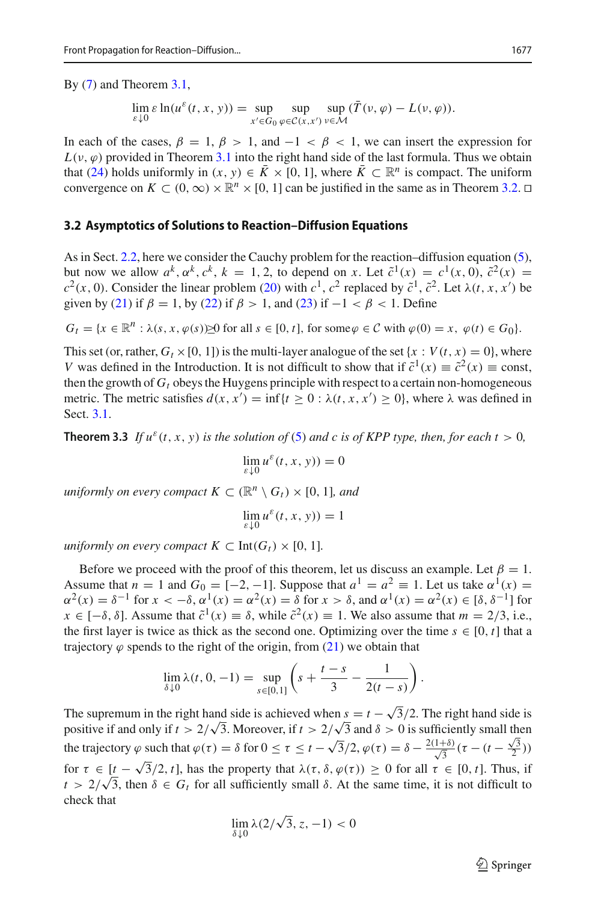By (7) and Theorem 3.1,

$$\lim_{\varepsilon \downarrow 0} \varepsilon \ln(u^\varepsilon(t,x,y)) = \sup_{x' \in G_0} \sup_{\varphi \in \mathcal{C}(x,x')} \sup_{\nu \in \mathcal{M}} (\bar{T}(\nu,\varphi) - L(\nu,\varphi)).$$

In each of the cases, $\beta = 1$, $\beta > 1$, and $-1 < \beta < 1$, we can insert the expression for $L(\nu, \varphi)$ provided in Theorem 3.1 into the right hand side of the last formula. Thus we obtain that (24) holds uniformly in $(x, y) \in \bar{K} \times [0, 1]$, where $\bar{K} \subset \mathbb{R}^n$ is compact. The uniform convergence on $K \subset (0,\infty) \times \mathbb{R}^n \times [0, 1]$ can be justified in the same as in Theorem 3.2. □

### 3.2 Asymptotics of Solutions to Reaction–Diffusion Equations

As in Sect. 2.2, here we consider the Cauchy problem for the reaction–diffusion equation (5), but now we allow $a^k, \alpha^k, c^k$, $k = 1, 2$, to depend on $x$. Let $\tilde{c}^1(x) = c^1(x, 0)$, $\tilde{c}^2(x) = c^2(x, 0)$. Consider the linear problem (20) with $c^1$, $c^2$ replaced by $\tilde{c}^1$, $\tilde{c}^2$. Let $\lambda(t, x, x')$ be given by (21) if $\beta = 1$, by (22) if $\beta > 1$, and (23) if $-1 < \beta < 1$. Define

$$G_t = \{x \in \mathbb{R}^n : \lambda(s, x, \varphi(s)) \geq 0 \text{ for all } s \in [0,t], \text{ for some } \varphi \in \mathcal{C} \text{ with } \varphi(0) = x,\ \varphi(t) \in G_0\}.$$

This set (or, rather, $G_t \times [0, 1]$) is the multi-layer analogue of the set $\{x : V(t, x) = 0\}$, where $V$ was defined in the Introduction. It is not difficult to show that if $\tilde{c}^1(x) \equiv \tilde{c}^2(x) \equiv \text{const}$, then the growth of $G_t$ obeys the Huygens principle with respect to a certain non-homogeneous metric. The metric satisfies $d(x, x') = \inf\{t \geq 0 : \lambda(t, x, x') \geq 0\}$, where $\lambda$ was defined in Sect. 3.1.

**Theorem 3.3** *If $u^\varepsilon(t, x, y)$ is the solution of (5) and $c$ is of KPP type, then, for each $t > 0$,*

$$\lim_{\varepsilon \downarrow 0} u^\varepsilon(t,x,y)) = 0$$

*uniformly on every compact $K \subset (\mathbb{R}^n \setminus G_t) \times [0, 1]$, and*

$$\lim_{\varepsilon \downarrow 0} u^\varepsilon(t,x,y)) = 1$$

*uniformly on every compact $K \subset \mathrm{Int}(G_t) \times [0, 1]$.*

Before we proceed with the proof of this theorem, let us discuss an example. Let $\beta = 1$. Assume that $n = 1$ and $G_0 = [-2, -1]$. Suppose that $a^1 = a^2 \equiv 1$. Let us take $\alpha^1(x) = \alpha^2(x) = \delta^{-1}$ for $x < -\delta$, $\alpha^1(x) = \alpha^2(x) = \delta$ for $x > \delta$, and $\alpha^1(x) = \alpha^2(x) \in [\delta, \delta^{-1}]$ for $x \in [-\delta, \delta]$. Assume that $\tilde{c}^1(x) \equiv \delta$, while $\tilde{c}^2(x) \equiv 1$. We also assume that $m = 2/3$, i.e., the first layer is twice as thick as the second one. Optimizing over the time $s \in [0, t]$ that a trajectory $\varphi$ spends to the right of the origin, from (21) we obtain that

$$\lim_{\delta \downarrow 0} \lambda(t, 0, -1) = \sup_{s \in [0,1]} \left( s + \frac{t-s}{3} - \frac{1}{2(t-s)} \right).$$

The supremum in the right hand side is achieved when $s = t - \sqrt{3}/2$. The right hand side is positive if and only if $t > 2/\sqrt{3}$. Moreover, if $t > 2/\sqrt{3}$ and $\delta > 0$ is sufficiently small then the trajectory $\varphi$ such that $\varphi(\tau) = \delta$ for $0 \leq \tau \leq t - \sqrt{3}/2$, $\varphi(\tau) = \delta - \frac{2(1+\delta)}{\sqrt{3}}(\tau - (t - \frac{\sqrt{3}}{2}))$ for $\tau \in [t - \sqrt{3}/2, t]$, has the property that $\lambda(\tau, \delta, \varphi(\tau)) \geq 0$ for all $\tau \in [0, t]$. Thus, if $t > 2/\sqrt{3}$, then $\delta \in G_t$ for all sufficiently small $\delta$. At the same time, it is not difficult to check that

$$\lim_{\delta \downarrow 0} \lambda(2/\sqrt{3}, z, -1) < 0$$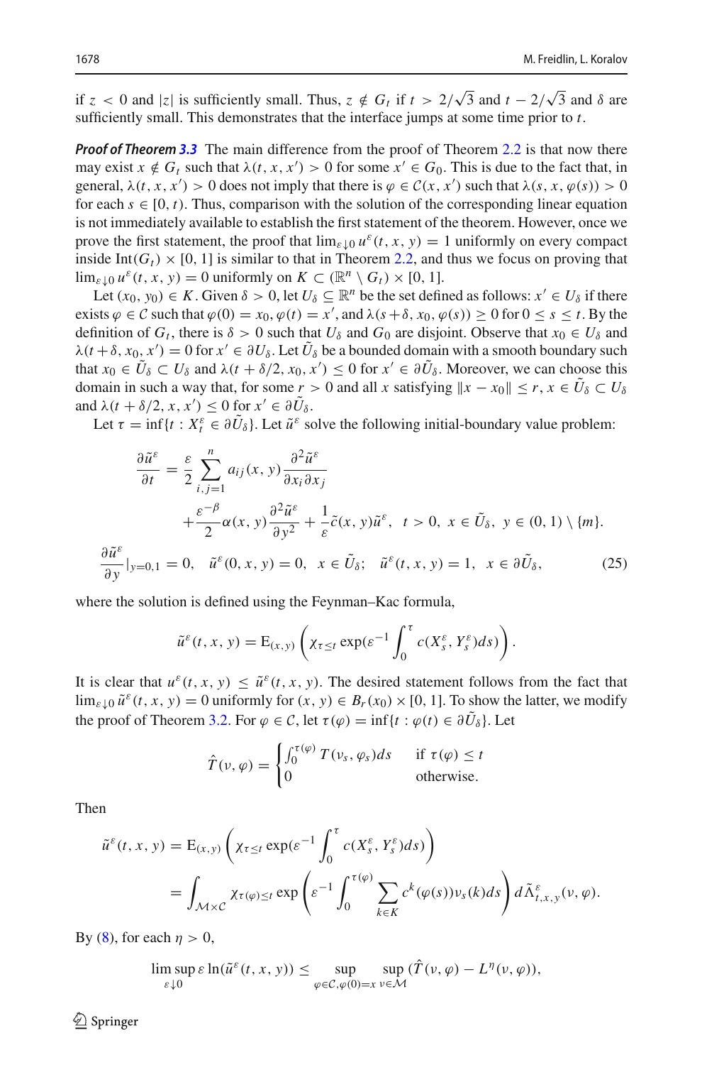if $z < 0$ and $|z|$ is sufficiently small. Thus, $z \notin G_t$ if $t > 2/\sqrt{3}$ and $t - 2/\sqrt{3}$ and $\delta$ are sufficiently small. This demonstrates that the interface jumps at some time prior to $t$.

***Proof of Theorem 3.3*** The main difference from the proof of Theorem 2.2 is that now there may exist $x \notin G_t$ such that $\lambda(t, x, x') > 0$ for some $x' \in G_0$. This is due to the fact that, in general, $\lambda(t, x, x') > 0$ does not imply that there is $\varphi \in \mathcal{C}(x, x')$ such that $\lambda(s, x, \varphi(s)) > 0$ for each $s \in [0, t)$. Thus, comparison with the solution of the corresponding linear equation is not immediately available to establish the first statement of the theorem. However, once we prove the first statement, the proof that $\lim_{\varepsilon \downarrow 0} u^\varepsilon(t, x, y) = 1$ uniformly on every compact inside $\mathrm{Int}(G_t) \times [0, 1]$ is similar to that in Theorem 2.2, and thus we focus on proving that $\lim_{\varepsilon \downarrow 0} u^\varepsilon(t, x, y) = 0$ uniformly on $K \subset (\mathbb{R}^n \setminus G_t) \times [0, 1]$.

Let $(x_0, y_0) \in K$. Given $\delta > 0$, let $U_\delta \subseteq \mathbb{R}^n$ be the set defined as follows: $x' \in U_\delta$ if there exists $\varphi \in \mathcal{C}$ such that $\varphi(0) = x_0$, $\varphi(t) = x'$, and $\lambda(s + \delta, x_0, \varphi(s)) \geq 0$ for $0 \leq s \leq t$. By the definition of $G_t$, there is $\delta > 0$ such that $U_\delta$ and $G_0$ are disjoint. Observe that $x_0 \in U_\delta$ and $\lambda(t + \delta, x_0, x') = 0$ for $x' \in \partial U_\delta$. Let $\tilde{U}_\delta$ be a bounded domain with a smooth boundary such that $x_0 \in \tilde{U}_\delta \subset U_\delta$ and $\lambda(t + \delta/2, x_0, x') \leq 0$ for $x' \in \partial \tilde{U}_\delta$. Moreover, we can choose this domain in such a way that, for some $r > 0$ and all $x$ satisfying $\|x - x_0\| \leq r$, $x \in \tilde{U}_\delta \subset U_\delta$ and $\lambda(t + \delta/2, x, x') \leq 0$ for $x' \in \partial \tilde{U}_\delta$.

Let $\tau = \inf\{t : X_t^\varepsilon \in \partial \tilde{U}_\delta\}$. Let $\tilde{u}^\varepsilon$ solve the following initial-boundary value problem:

$$
\begin{aligned}
\frac{\partial \tilde{u}^\varepsilon}{\partial t} &= \frac{\varepsilon}{2} \sum_{i,j=1}^n a_{ij}(x, y) \frac{\partial^2 \tilde{u}^\varepsilon}{\partial x_i \partial x_j} \\
&\quad + \frac{\varepsilon^{-\beta}}{2} \alpha(x, y) \frac{\partial^2 \tilde{u}^\varepsilon}{\partial y^2} + \frac{1}{\varepsilon} \tilde{c}(x, y) \tilde{u}^\varepsilon, \quad t > 0, \ x \in \tilde{U}_\delta, \ y \in (0, 1) \setminus \{m\}. \\
\frac{\partial \tilde{u}^\varepsilon}{\partial y}\Big|_{y=0,1} &= 0, \quad \tilde{u}^\varepsilon(0, x, y) = 0, \quad x \in \tilde{U}_\delta; \quad \tilde{u}^\varepsilon(t, x, y) = 1, \quad x \in \partial \tilde{U}_\delta,
\end{aligned} \tag{25}
$$

where the solution is defined using the Feynman–Kac formula,

$$
\tilde{u}^\varepsilon(t, x, y) = \mathrm{E}_{(x,y)} \left( \chi_{\tau \leq t} \exp(\varepsilon^{-1} \int_0^\tau c(X_s^\varepsilon, Y_s^\varepsilon) ds) \right).
$$

It is clear that $u^\varepsilon(t, x, y) \leq \tilde{u}^\varepsilon(t, x, y)$. The desired statement follows from the fact that $\lim_{\varepsilon \downarrow 0} \tilde{u}^\varepsilon(t, x, y) = 0$ uniformly for $(x, y) \in B_r(x_0) \times [0, 1]$. To show the latter, we modify the proof of Theorem 3.2. For $\varphi \in \mathcal{C}$, let $\tau(\varphi) = \inf\{t : \varphi(t) \in \partial \tilde{U}_\delta\}$. Let

$$
\hat{T}(\nu, \varphi) = \begin{cases} \int_0^{\tau(\varphi)} T(\nu_s, \varphi_s) ds & \text{if } \tau(\varphi) \leq t \\ 0 & \text{otherwise.} \end{cases}
$$

Then

$$
\begin{aligned}
\tilde{u}^\varepsilon(t, x, y) &= \mathrm{E}_{(x,y)} \left( \chi_{\tau \leq t} \exp(\varepsilon^{-1} \int_0^\tau c(X_s^\varepsilon, Y_s^\varepsilon) ds) \right) \\
&= \int_{\mathcal{M} \times \mathcal{C}} \chi_{\tau(\varphi) \leq t} \exp\left( \varepsilon^{-1} \int_0^{\tau(\varphi)} \sum_{k \in K} c^k(\varphi(s)) \nu_s(k) ds \right) d\tilde{\Lambda}^\varepsilon_{t,x,y}(\nu, \varphi).
\end{aligned}
$$

By (8), for each $\eta > 0$,

$$
\limsup_{\varepsilon \downarrow 0} \varepsilon \ln(\tilde{u}^\varepsilon(t, x, y)) \leq \sup_{\varphi \in \mathcal{C}, \varphi(0) = x} \sup_{\nu \in \mathcal{M}} (\hat{T}(\nu, \varphi) - L^\eta(\nu, \varphi)),
$$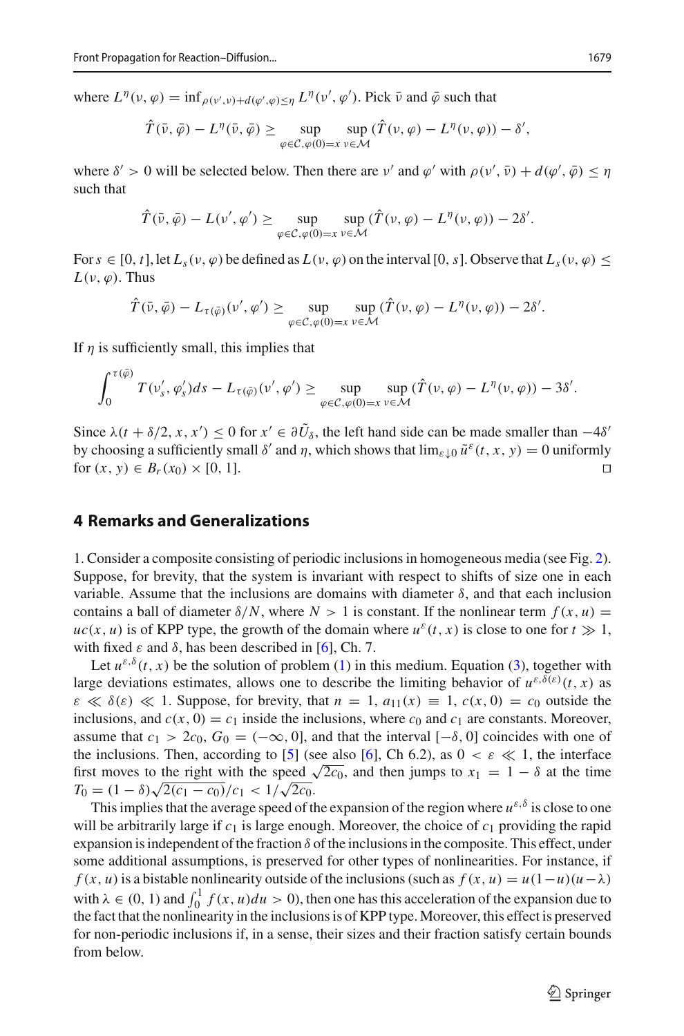where $L^\eta(\nu, \varphi) = \inf_{\rho(\nu',\nu)+d(\varphi',\varphi)\le\eta} L^\eta(\nu', \varphi')$. Pick $\bar{\nu}$ and $\bar{\varphi}$ such that

$$\hat{T}(\bar{\nu}, \bar{\varphi}) - L^\eta(\bar{\nu}, \bar{\varphi}) \geq \sup_{\varphi\in\mathcal{C},\varphi(0)=x} \sup_{\nu\in\mathcal{M}} (\hat{T}(\nu, \varphi) - L^\eta(\nu, \varphi)) - \delta',$$

where $\delta' > 0$ will be selected below. Then there are $\nu'$ and $\varphi'$ with $\rho(\nu', \bar{\nu}) + d(\varphi', \bar{\varphi}) \leq \eta$ such that

$$\hat{T}(\bar{\nu}, \bar{\varphi}) - L(\nu', \varphi') \geq \sup_{\varphi\in\mathcal{C},\varphi(0)=x} \sup_{\nu\in\mathcal{M}} (\hat{T}(\nu, \varphi) - L^\eta(\nu, \varphi)) - 2\delta'.$$

For $s \in [0, t]$, let $L_s(\nu, \varphi)$ be defined as $L(\nu, \varphi)$ on the interval $[0, s]$. Observe that $L_s(\nu, \varphi) \leq L(\nu, \varphi)$. Thus

$$\hat{T}(\bar{\nu}, \bar{\varphi}) - L_{\tau(\bar{\varphi})}(\nu', \varphi') \geq \sup_{\varphi\in\mathcal{C},\varphi(0)=x} \sup_{\nu\in\mathcal{M}} (\hat{T}(\nu, \varphi) - L^\eta(\nu, \varphi)) - 2\delta'.$$

If $\eta$ is sufficiently small, this implies that

$$\int_0^{\tau(\bar{\varphi})} T(\nu'_s, \varphi'_s)ds - L_{\tau(\bar{\varphi})}(\nu', \varphi') \geq \sup_{\varphi\in\mathcal{C},\varphi(0)=x} \sup_{\nu\in\mathcal{M}} (\hat{T}(\nu, \varphi) - L^\eta(\nu, \varphi)) - 3\delta'.$$

Since $\lambda(t + \delta/2, x, x') \leq 0$ for $x' \in \partial\tilde{U}_\delta$, the left hand side can be made smaller than $-4\delta'$ by choosing a sufficiently small $\delta'$ and $\eta$, which shows that $\lim_{\varepsilon\downarrow 0} \tilde{u}^\varepsilon(t, x, y) = 0$ uniformly for $(x, y) \in B_r(x_0) \times [0, 1]$. □

## 4 Remarks and Generalizations

1. Consider a composite consisting of periodic inclusions in homogeneous media (see Fig. 2). Suppose, for brevity, that the system is invariant with respect to shifts of size one in each variable. Assume that the inclusions are domains with diameter $\delta$, and that each inclusion contains a ball of diameter $\delta/N$, where $N > 1$ is constant. If the nonlinear term $f(x, u) = uc(x, u)$ is of KPP type, the growth of the domain where $u^\varepsilon(t, x)$ is close to one for $t \gg 1$, with fixed $\varepsilon$ and $\delta$, has been described in [6], Ch. 7.

Let $u^{\varepsilon,\delta}(t, x)$ be the solution of problem (1) in this medium. Equation (3), together with large deviations estimates, allows one to describe the limiting behavior of $u^{\varepsilon,\delta(\varepsilon)}(t, x)$ as $\varepsilon \ll \delta(\varepsilon) \ll 1$. Suppose, for brevity, that $n = 1$, $a_{11}(x) \equiv 1$, $c(x, 0) = c_0$ outside the inclusions, and $c(x, 0) = c_1$ inside the inclusions, where $c_0$ and $c_1$ are constants. Moreover, assume that $c_1 > 2c_0$, $G_0 = (-\infty, 0]$, and that the interval $[-\delta, 0]$ coincides with one of the inclusions. Then, according to [5] (see also [6], Ch 6.2), as $0 < \varepsilon \ll 1$, the interface first moves to the right with the speed $\sqrt{2c_0}$, and then jumps to $x_1 = 1 - \delta$ at the time $T_0 = (1 - \delta)\sqrt{2(c_1 - c_0)}/c_1 < 1/\sqrt{2c_0}$.

This implies that the average speed of the expansion of the region where $u^{\varepsilon,\delta}$ is close to one will be arbitrarily large if $c_1$ is large enough. Moreover, the choice of $c_1$ providing the rapid expansion is independent of the fraction $\delta$ of the inclusions in the composite. This effect, under some additional assumptions, is preserved for other types of nonlinearities. For instance, if $f(x, u)$ is a bistable nonlinearity outside of the inclusions (such as $f(x, u) = u(1-u)(u-\lambda)$ with $\lambda \in (0, 1)$ and $\int_0^1 f(x, u)du > 0$), then one has this acceleration of the expansion due to the fact that the nonlinearity in the inclusions is of KPP type. Moreover, this effect is preserved for non-periodic inclusions if, in a sense, their sizes and their fraction satisfy certain bounds from below.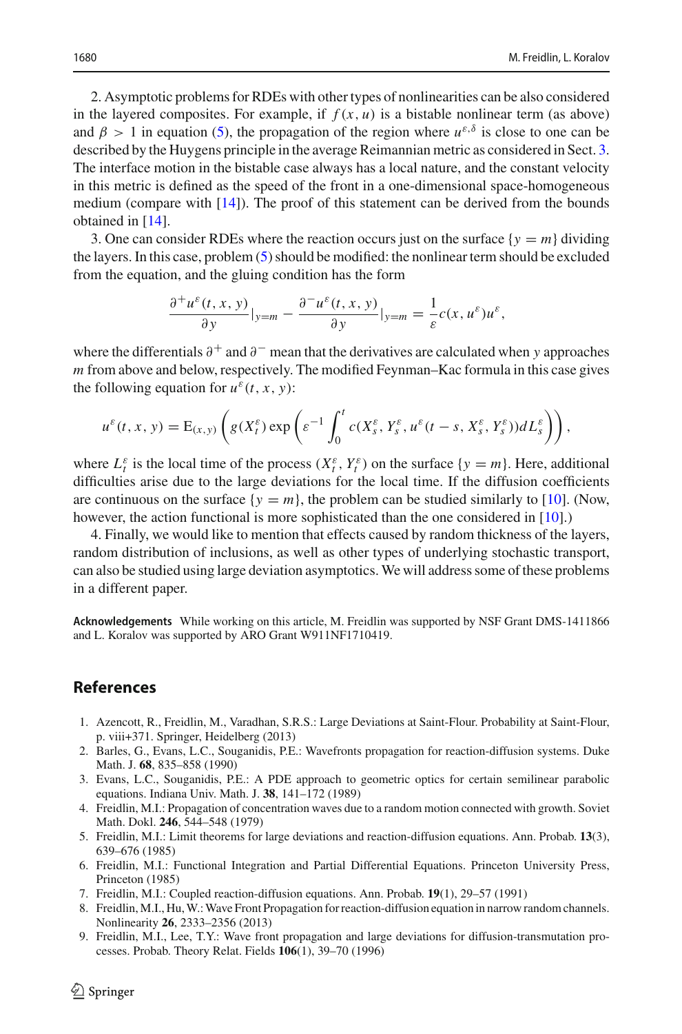2. Asymptotic problems for RDEs with other types of nonlinearities can be also considered in the layered composites. For example, if $f(x,u)$ is a bistable nonlinear term (as above) and $\beta > 1$ in equation (5), the propagation of the region where $u^{\varepsilon,\delta}$ is close to one can be described by the Huygens principle in the average Reimannian metric as considered in Sect. 3. The interface motion in the bistable case always has a local nature, and the constant velocity in this metric is defined as the speed of the front in a one-dimensional space-homogeneous medium (compare with [14]). The proof of this statement can be derived from the bounds obtained in [14].

3. One can consider RDEs where the reaction occurs just on the surface $\{y = m\}$ dividing the layers. In this case, problem (5) should be modified: the nonlinear term should be excluded from the equation, and the gluing condition has the form

$$\frac{\partial^+ u^\varepsilon(t,x,y)}{\partial y}|_{y=m} - \frac{\partial^- u^\varepsilon(t,x,y)}{\partial y}|_{y=m} = \frac{1}{\varepsilon} c(x, u^\varepsilon) u^\varepsilon,$$

where the differentials $\partial^+$ and $\partial^-$ mean that the derivatives are calculated when $y$ approaches $m$ from above and below, respectively. The modified Feynman–Kac formula in this case gives the following equation for $u^\varepsilon(t,x,y)$:

$$u^\varepsilon(t,x,y) = \mathrm{E}_{(x,y)}\left( g(X^\varepsilon_t) \exp\left( \varepsilon^{-1} \int_0^t c(X^\varepsilon_s, Y^\varepsilon_s, u^\varepsilon(t-s, X^\varepsilon_s, Y^\varepsilon_s)) dL^\varepsilon_s \right)\right),$$

where $L^\varepsilon_t$ is the local time of the process $(X^\varepsilon_t, Y^\varepsilon_t)$ on the surface $\{y = m\}$. Here, additional difficulties arise due to the large deviations for the local time. If the diffusion coefficients are continuous on the surface $\{y = m\}$, the problem can be studied similarly to [10]. (Now, however, the action functional is more sophisticated than the one considered in [10].)

4. Finally, we would like to mention that effects caused by random thickness of the layers, random distribution of inclusions, as well as other types of underlying stochastic transport, can also be studied using large deviation asymptotics. We will address some of these problems in a different paper.

**Acknowledgements** While working on this article, M. Freidlin was supported by NSF Grant DMS-1411866 and L. Koralov was supported by ARO Grant W911NF1710419.

## References

1. Azencott, R., Freidlin, M., Varadhan, S.R.S.: Large Deviations at Saint-Flour. Probability at Saint-Flour, p. viii+371. Springer, Heidelberg (2013)
2. Barles, G., Evans, L.C., Souganidis, P.E.: Wavefronts propagation for reaction-diffusion systems. Duke Math. J. **68**, 835–858 (1990)
3. Evans, L.C., Souganidis, P.E.: A PDE approach to geometric optics for certain semilinear parabolic equations. Indiana Univ. Math. J. **38**, 141–172 (1989)
4. Freidlin, M.I.: Propagation of concentration waves due to a random motion connected with growth. Soviet Math. Dokl. **246**, 544–548 (1979)
5. Freidlin, M.I.: Limit theorems for large deviations and reaction-diffusion equations. Ann. Probab. **13**(3), 639–676 (1985)
6. Freidlin, M.I.: Functional Integration and Partial Differential Equations. Princeton University Press, Princeton (1985)
7. Freidlin, M.I.: Coupled reaction-diffusion equations. Ann. Probab. **19**(1), 29–57 (1991)
8. Freidlin, M.I., Hu, W.: Wave Front Propagation for reaction-diffusion equation in narrow random channels. Nonlinearity **26**, 2333–2356 (2013)
9. Freidlin, M.I., Lee, T.Y.: Wave front propagation and large deviations for diffusion-transmutation processes. Probab. Theory Relat. Fields **106**(1), 39–70 (1996)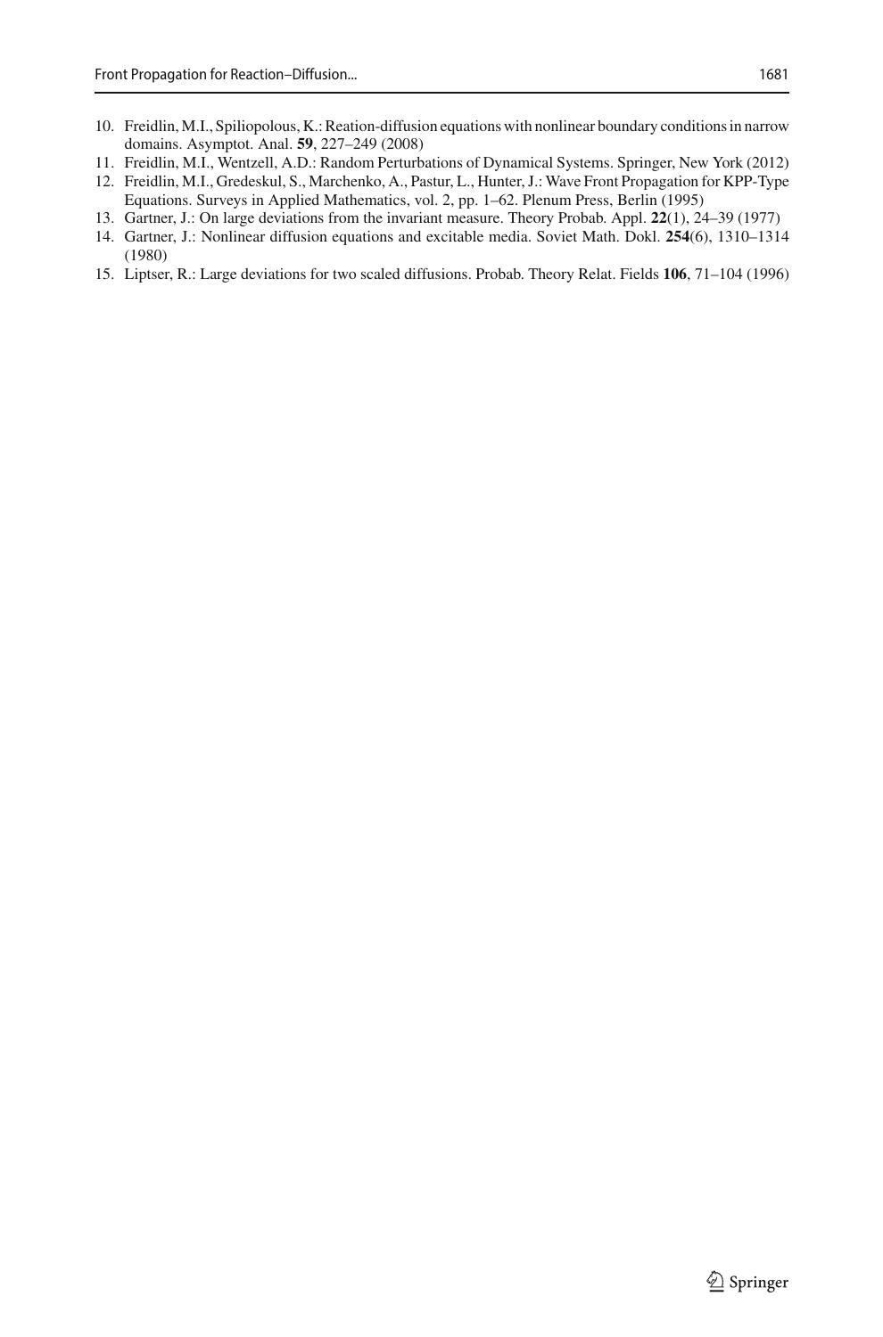10. Freidlin, M.I., Spiliopolous, K.: Reation-diffusion equations with nonlinear boundary conditions in narrow domains. Asymptot. Anal. **59**, 227–249 (2008)
11. Freidlin, M.I., Wentzell, A.D.: Random Perturbations of Dynamical Systems. Springer, New York (2012)
12. Freidlin, M.I., Gredeskul, S., Marchenko, A., Pastur, L., Hunter, J.: Wave Front Propagation for KPP-Type Equations. Surveys in Applied Mathematics, vol. 2, pp. 1–62. Plenum Press, Berlin (1995)
13. Gartner, J.: On large deviations from the invariant measure. Theory Probab. Appl. **22**(1), 24–39 (1977)
14. Gartner, J.: Nonlinear diffusion equations and excitable media. Soviet Math. Dokl. **254**(6), 1310–1314 (1980)
15. Liptser, R.: Large deviations for two scaled diffusions. Probab. Theory Relat. Fields **106**, 71–104 (1996)